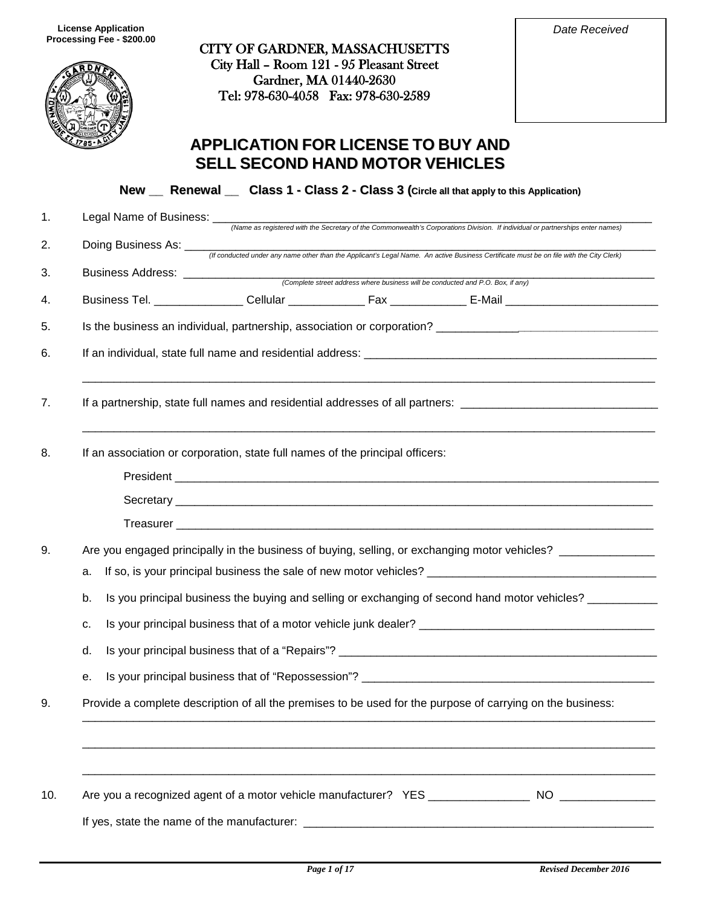License Application
Processing Fee - $200.00

CITY OF GARDNER, MASSACHUSETTS
City Hall – Room 121 - 95 Pleasant Street
Gardner, MA 01440-2630
Tel: 978-630-4058 Fax: 978-630-2589

*Date Received*

# APPLICATION FOR LICENSE TO BUY AND SELL SECOND HAND MOTOR VEHICLES

**New __ Renewal __ Class 1 - Class 2 - Class 3 (Circle all that apply to this Application)**

1. Legal Name of Business: ___________________________________________
*(Name as registered with the Secretary of the Commonwealth's Corporations Division. If individual or partnerships enter names)*

2. Doing Business As: ___________________________________________
*(If conducted under any name other than the Applicant's Legal Name. An active Business Certificate must be on file with the City Clerk)*

3. Business Address: ___________________________________________
*(Complete street address where business will be conducted and P.O. Box, if any)*

4. Business Tel. ______________ Cellular ____________ Fax ____________ E-Mail ________________________

5. Is the business an individual, partnership, association or corporation? ______________________

6. If an individual, state full name and residential address: ___________________________________________

___________________________________________

7. If a partnership, state full names and residential addresses of all partners: ________________________

___________________________________________

8. If an association or corporation, state full names of the principal officers:

   President ___________________________________________

   Secretary ___________________________________________

   Treasurer ___________________________________________

9. Are you engaged principally in the business of buying, selling, or exchanging motor vehicles? _______________

   a. If so, is your principal business the sale of new motor vehicles? ________________________

   b. Is you principal business the buying and selling or exchanging of second hand motor vehicles? ___________

   c. Is your principal business that of a motor vehicle junk dealer? ________________________

   d. Is your principal business that of a "Repairs"? ________________________

   e. Is your principal business that of "Repossession"? ________________________

9. Provide a complete description of all the premises to be used for the purpose of carrying on the business:

___________________________________________

___________________________________________

___________________________________________

10. Are you a recognized agent of a motor vehicle manufacturer? YES ________________ NO _______________

If yes, state the name of the manufacturer: ___________________________________________

Revised December 2016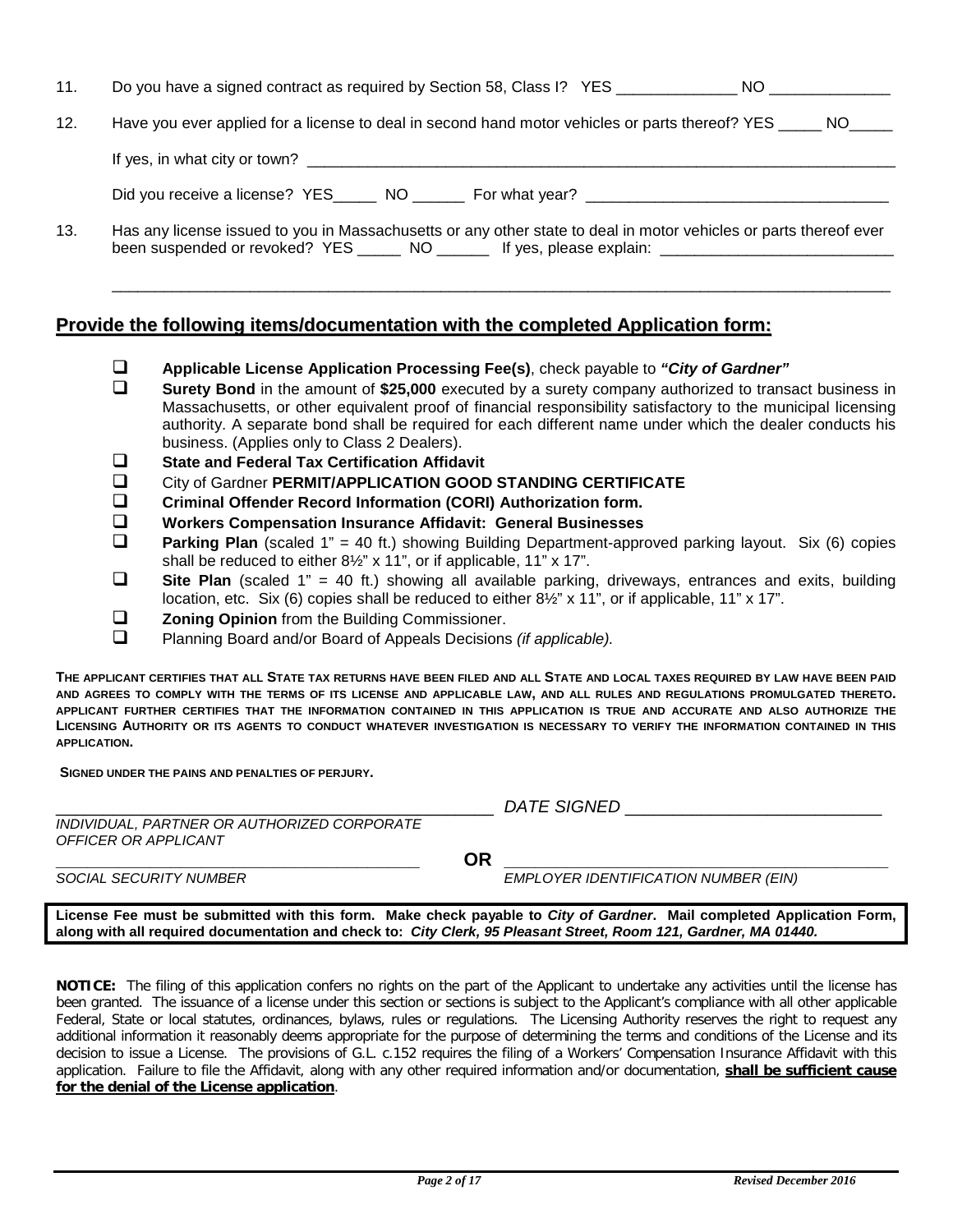11. Do you have a signed contract as required by Section 58, Class I? YES ______________ NO ______________

12. Have you ever applied for a license to deal in second hand motor vehicles or parts thereof? YES _____ NO_____

    If yes, in what city or town? ______________________________________________________________________

    Did you receive a license? YES_____ NO ______ For what year? ___________________________________

13. Has any license issued to you in Massachusetts or any other state to deal in motor vehicles or parts thereof ever been suspended or revoked? YES _____ NO ______ If yes, please explain: ___________________________

    ______________________________________________________________________________________________

## Provide the following items/documentation with the completed Application form:

- ❑ **Applicable License Application Processing Fee(s)**, check payable to ***"City of Gardner"***
- ❑ **Surety Bond** in the amount of **$25,000** executed by a surety company authorized to transact business in Massachusetts, or other equivalent proof of financial responsibility satisfactory to the municipal licensing authority. A separate bond shall be required for each different name under which the dealer conducts his business. (Applies only to Class 2 Dealers).
- ❑ **State and Federal Tax Certification Affidavit**
- ❑ City of Gardner **PERMIT/APPLICATION GOOD STANDING CERTIFICATE**
- ❑ **Criminal Offender Record Information (CORI) Authorization form.**
- ❑ **Workers Compensation Insurance Affidavit: General Businesses**
- ❑ **Parking Plan** (scaled 1" = 40 ft.) showing Building Department-approved parking layout. Six (6) copies shall be reduced to either 8½" x 11", or if applicable, 11" x 17".
- ❑ **Site Plan** (scaled 1" = 40 ft.) showing all available parking, driveways, entrances and exits, building location, etc. Six (6) copies shall be reduced to either 8½" x 11", or if applicable, 11" x 17".
- ❑ **Zoning Opinion** from the Building Commissioner.
- ❑ Planning Board and/or Board of Appeals Decisions *(if applicable).*

**THE APPLICANT CERTIFIES THAT ALL STATE TAX RETURNS HAVE BEEN FILED AND ALL STATE AND LOCAL TAXES REQUIRED BY LAW HAVE BEEN PAID AND AGREES TO COMPLY WITH THE TERMS OF ITS LICENSE AND APPLICABLE LAW, AND ALL RULES AND REGULATIONS PROMULGATED THERETO. APPLICANT FURTHER CERTIFIES THAT THE INFORMATION CONTAINED IN THIS APPLICATION IS TRUE AND ACCURATE AND ALSO AUTHORIZE THE LICENSING AUTHORITY OR ITS AGENTS TO CONDUCT WHATEVER INVESTIGATION IS NECESSARY TO VERIFY THE INFORMATION CONTAINED IN THIS APPLICATION.**

**SIGNED UNDER THE PAINS AND PENALTIES OF PERJURY.**

_____________________________________________ *DATE SIGNED* ___________________________

*INDIVIDUAL, PARTNER OR AUTHORIZED CORPORATE OFFICER OR APPLICANT*

_________________________________________ **OR** _________________________________________

*SOCIAL SECURITY NUMBER* *EMPLOYER IDENTIFICATION NUMBER (EIN)*

**License Fee must be submitted with this form. Make check payable to *City of Gardner*. Mail completed Application Form, along with all required documentation and check to: *City Clerk, 95 Pleasant Street, Room 121, Gardner, MA 01440.***

**NOTICE:** The filing of this application confers no rights on the part of the Applicant to undertake any activities until the license has been granted. The issuance of a license under this section or sections is subject to the Applicant's compliance with all other applicable Federal, State or local statutes, ordinances, bylaws, rules or regulations. The Licensing Authority reserves the right to request any additional information it reasonably deems appropriate for the purpose of determining the terms and conditions of the License and its decision to issue a License. The provisions of G.L. c.152 requires the filing of a Workers' Compensation Insurance Affidavit with this application. Failure to file the Affidavit, along with any other required information and/or documentation, **shall be sufficient cause for the denial of the License application**.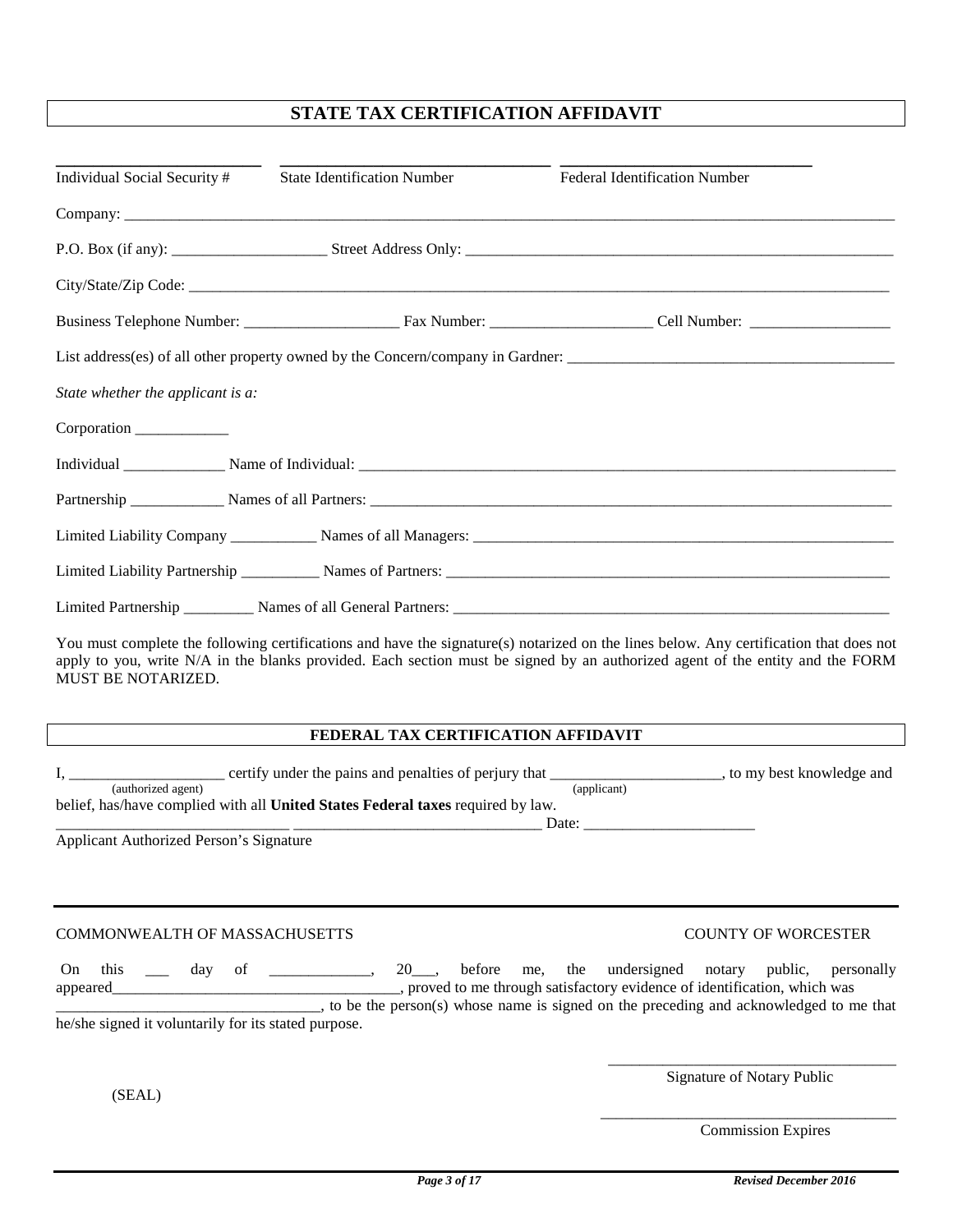# STATE TAX CERTIFICATION AFFIDAVIT

\_\_\_\_\_\_\_\_\_\_\_\_\_\_\_\_\_\_\_\_\_\_\_\_\_\_ \_\_\_\_\_\_\_\_\_\_\_\_\_\_\_\_\_\_\_\_\_\_\_\_\_\_\_\_\_\_\_\_ \_\_\_\_\_\_\_\_\_\_\_\_\_\_\_\_\_\_\_\_\_\_\_\_\_\_\_\_\_

Individual Social Security # State Identification Number Federal Identification Number

Company: \_\_\_\_\_\_\_\_\_\_\_\_\_\_\_\_\_\_\_\_\_\_\_\_\_\_\_\_\_\_\_\_\_\_\_\_\_\_\_\_\_\_\_\_\_\_\_\_\_\_\_\_\_\_\_\_\_\_\_\_\_\_\_\_\_\_\_\_\_\_\_\_\_\_\_\_\_\_\_\_\_\_\_\_\_\_\_

P.O. Box (if any): \_\_\_\_\_\_\_\_\_\_\_\_\_\_\_\_\_\_\_\_ Street Address Only: \_\_\_\_\_\_\_\_\_\_\_\_\_\_\_\_\_\_\_\_\_\_\_\_\_\_\_\_\_\_\_\_\_\_\_\_\_\_\_\_\_\_\_\_\_\_\_\_\_\_\_\_\_\_\_\_\_

City/State/Zip Code: \_\_\_\_\_\_\_\_\_\_\_\_\_\_\_\_\_\_\_\_\_\_\_\_\_\_\_\_\_\_\_\_\_\_\_\_\_\_\_\_\_\_\_\_\_\_\_\_\_\_\_\_\_\_\_\_\_\_\_\_\_\_\_\_\_\_\_\_\_\_\_\_\_\_\_\_\_\_\_\_\_\_\_\_\_\_

Business Telephone Number: \_\_\_\_\_\_\_\_\_\_\_\_\_\_\_\_\_\_\_\_ Fax Number: \_\_\_\_\_\_\_\_\_\_\_\_\_\_\_\_\_\_\_\_\_ Cell Number: \_\_\_\_\_\_\_\_\_\_\_\_\_\_\_\_\_\_

List address(es) of all other property owned by the Concern/company in Gardner: \_\_\_\_\_\_\_\_\_\_\_\_\_\_\_\_\_\_\_\_\_\_\_\_\_\_\_\_\_\_\_\_\_\_\_\_\_\_\_\_\_\_

*State whether the applicant is a:*

Corporation \_\_\_\_\_\_\_\_\_\_\_\_

Individual \_\_\_\_\_\_\_\_\_\_\_\_\_ Name of Individual: \_\_\_\_\_\_\_\_\_\_\_\_\_\_\_\_\_\_\_\_\_\_\_\_\_\_\_\_\_\_\_\_\_\_\_\_\_\_\_\_\_\_\_\_\_\_\_\_\_\_\_\_\_\_\_\_\_\_\_\_\_\_\_\_\_\_\_\_\_

Partnership \_\_\_\_\_\_\_\_\_\_\_\_ Names of all Partners: \_\_\_\_\_\_\_\_\_\_\_\_\_\_\_\_\_\_\_\_\_\_\_\_\_\_\_\_\_\_\_\_\_\_\_\_\_\_\_\_\_\_\_\_\_\_\_\_\_\_\_\_\_\_\_\_\_\_\_\_\_\_\_\_\_\_\_

Limited Liability Company \_\_\_\_\_\_\_\_\_\_\_ Names of all Managers: \_\_\_\_\_\_\_\_\_\_\_\_\_\_\_\_\_\_\_\_\_\_\_\_\_\_\_\_\_\_\_\_\_\_\_\_\_\_\_\_\_\_\_\_\_\_\_\_\_\_\_\_\_\_\_

Limited Liability Partnership \_\_\_\_\_\_\_\_\_\_ Names of Partners: \_\_\_\_\_\_\_\_\_\_\_\_\_\_\_\_\_\_\_\_\_\_\_\_\_\_\_\_\_\_\_\_\_\_\_\_\_\_\_\_\_\_\_\_\_\_\_\_\_\_\_\_\_\_\_\_\_\_\_

Limited Partnership \_\_\_\_\_\_\_\_\_ Names of all General Partners: \_\_\_\_\_\_\_\_\_\_\_\_\_\_\_\_\_\_\_\_\_\_\_\_\_\_\_\_\_\_\_\_\_\_\_\_\_\_\_\_\_\_\_\_\_\_\_\_\_\_\_\_\_\_\_\_\_\_

You must complete the following certifications and have the signature(s) notarized on the lines below. Any certification that does not apply to you, write N/A in the blanks provided. Each section must be signed by an authorized agent of the entity and the FORM MUST BE NOTARIZED.

## FEDERAL TAX CERTIFICATION AFFIDAVIT

I, \_\_\_\_\_\_\_\_\_\_\_\_\_\_\_\_\_\_\_\_ (authorized agent) certify under the pains and penalties of perjury that \_\_\_\_\_\_\_\_\_\_\_\_\_\_\_\_\_\_\_\_\_\_ (applicant), to my best knowledge and belief, has/have complied with all **United States Federal taxes** required by law.

\_\_\_\_\_\_\_\_\_\_\_\_\_\_\_\_\_\_\_\_\_\_\_\_\_\_\_\_\_\_\_ \_\_\_\_\_\_\_\_\_\_\_\_\_\_\_\_\_\_\_\_\_\_\_\_\_\_\_\_\_\_\_\_ Date: \_\_\_\_\_\_\_\_\_\_\_\_\_\_\_\_\_\_\_\_\_\_

Applicant Authorized Person's Signature

COMMONWEALTH OF MASSACHUSETTS COUNTY OF WORCESTER

On this \_\_\_ day of \_\_\_\_\_\_\_\_\_\_\_\_\_, 20\_\_\_, before me, the undersigned notary public, personally appeared\_\_\_\_\_\_\_\_\_\_\_\_\_\_\_\_\_\_\_\_\_\_\_\_\_\_\_\_\_\_\_\_\_\_\_\_\_\_, proved to me through satisfactory evidence of identification, which was \_\_\_\_\_\_\_\_\_\_\_\_\_\_\_\_\_\_\_\_\_\_\_\_\_\_\_\_\_\_\_\_\_\_, to be the person(s) whose name is signed on the preceding and acknowledged to me that he/she signed it voluntarily for its stated purpose.

\_\_\_\_\_\_\_\_\_\_\_\_\_\_\_\_\_\_\_\_\_\_\_\_\_\_\_\_\_\_\_\_\_\_\_\_\_

Signature of Notary Public

(SEAL)

\_\_\_\_\_\_\_\_\_\_\_\_\_\_\_\_\_\_\_\_\_\_\_\_\_\_\_\_\_\_\_\_\_\_\_\_\_\_

Commission Expires

*Revised December 2016*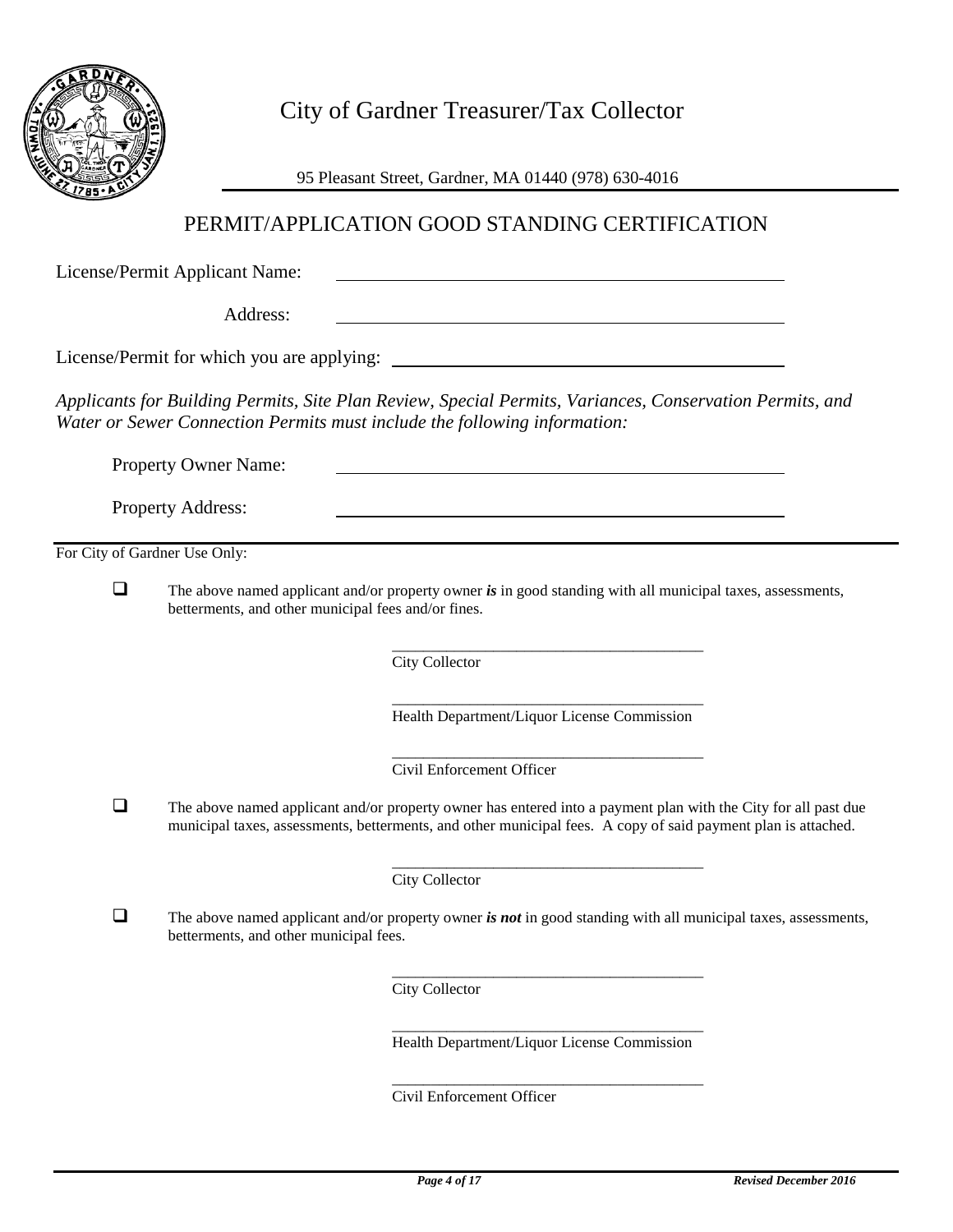# City of Gardner Treasurer/Tax Collector

95 Pleasant Street, Gardner, MA 01440 (978) 630-4016

## PERMIT/APPLICATION GOOD STANDING CERTIFICATION

License/Permit Applicant Name: ________________________________________________

Address: ________________________________________________

License/Permit for which you are applying: ________________________________________________

*Applicants for Building Permits, Site Plan Review, Special Permits, Variances, Conservation Permits, and Water or Sewer Connection Permits must include the following information:*

Property Owner Name: ________________________________________________

Property Address: ________________________________________________

---

For City of Gardner Use Only:

☐ The above named applicant and/or property owner ***is*** in good standing with all municipal taxes, assessments, betterments, and other municipal fees and/or fines.

________________________________________
City Collector

________________________________________
Health Department/Liquor License Commission

________________________________________
Civil Enforcement Officer

☐ The above named applicant and/or property owner has entered into a payment plan with the City for all past due municipal taxes, assessments, betterments, and other municipal fees. A copy of said payment plan is attached.

________________________________________
City Collector

☐ The above named applicant and/or property owner ***is not*** in good standing with all municipal taxes, assessments, betterments, and other municipal fees.

________________________________________
City Collector

________________________________________
Health Department/Liquor License Commission

________________________________________
Civil Enforcement Officer

*Revised December 2016*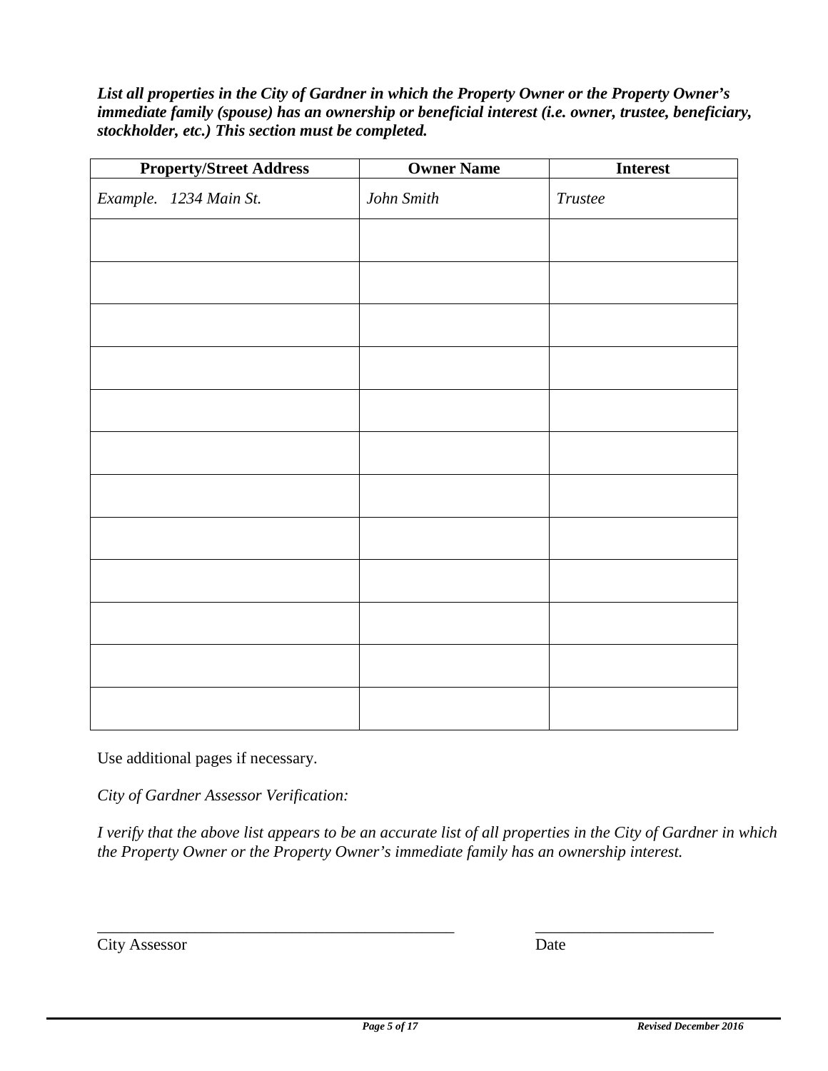***List all properties in the City of Gardner in which the Property Owner or the Property Owner's immediate family (spouse) has an ownership or beneficial interest (i.e. owner, trustee, beneficiary, stockholder, etc.) This section must be completed.***

| Property/Street Address | Owner Name | Interest |
|---|---|---|
| *Example. 1234 Main St.* | *John Smith* | *Trustee* |
| | | |
| | | |
| | | |
| | | |
| | | |
| | | |
| | | |
| | | |
| | | |
| | | |
| | | |
| | | |

Use additional pages if necessary.

*City of Gardner Assessor Verification:*

*I verify that the above list appears to be an accurate list of all properties in the City of Gardner in which the Property Owner or the Property Owner's immediate family has an ownership interest.*

_______________________________________________ ______________________

City Assessor Date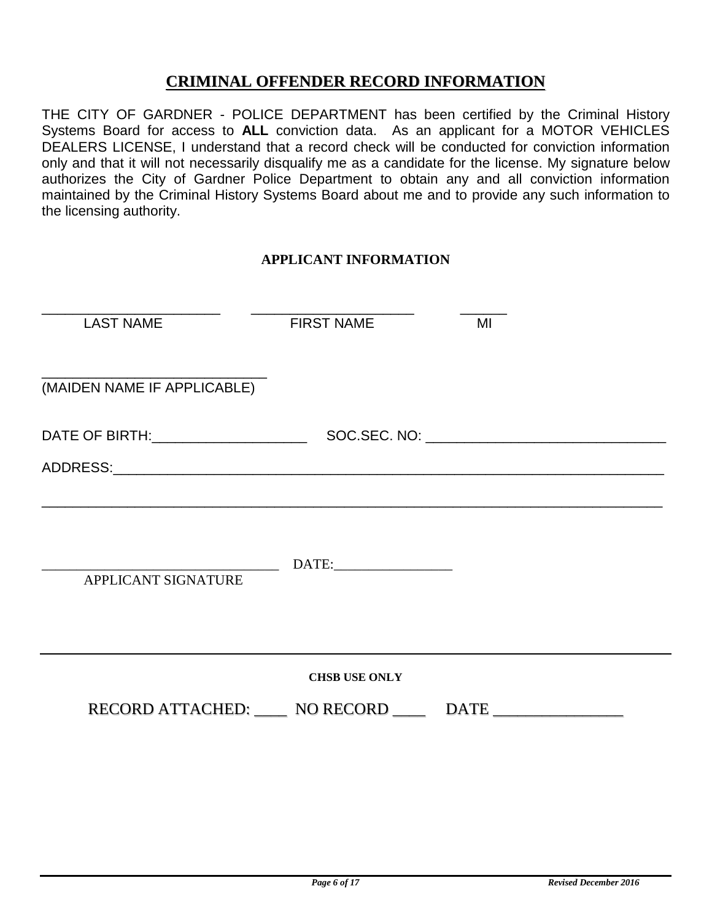# CRIMINAL OFFENDER RECORD INFORMATION

THE CITY OF GARDNER - POLICE DEPARTMENT has been certified by the Criminal History Systems Board for access to **ALL** conviction data. As an applicant for a MOTOR VEHICLES DEALERS LICENSE, I understand that a record check will be conducted for conviction information only and that it will not necessarily disqualify me as a candidate for the license. My signature below authorizes the City of Gardner Police Department to obtain any and all conviction information maintained by the Criminal History Systems Board about me and to provide any such information to the licensing authority.

**APPLICANT INFORMATION**

______________________ ____________________ ______
LAST NAME FIRST NAME MI

____________________________
(MAIDEN NAME IF APPLICABLE)

DATE OF BIRTH:____________________ SOC.SEC. NO: _______________________________

ADDRESS:___________________________________________________________________________

_______________________________________________________________________________

______________________________ DATE:________________
APPLICANT SIGNATURE

---

**CHSB USE ONLY**

RECORD ATTACHED: ____ NO RECORD ____ DATE ________________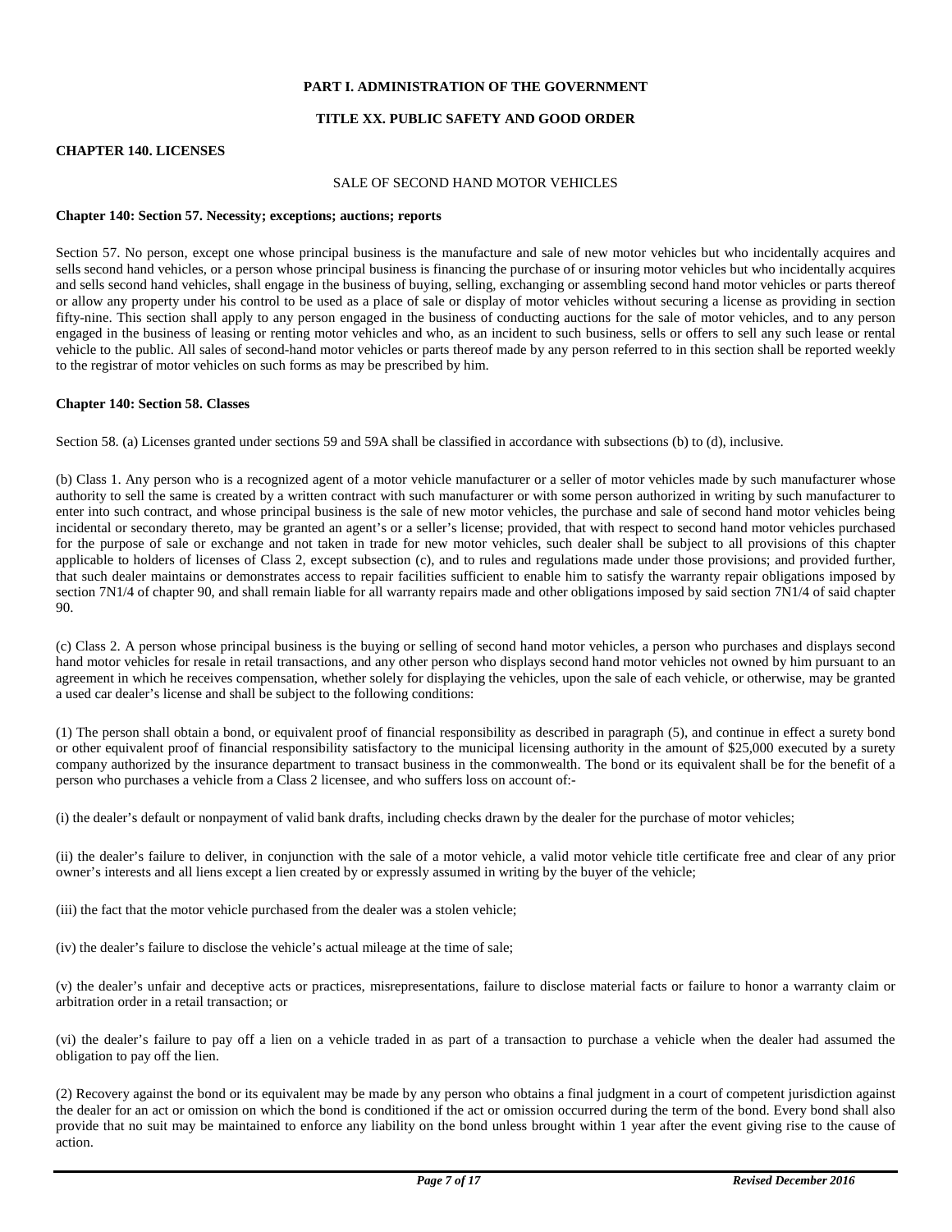**PART I. ADMINISTRATION OF THE GOVERNMENT**

**TITLE XX. PUBLIC SAFETY AND GOOD ORDER**

**CHAPTER 140. LICENSES**

SALE OF SECOND HAND MOTOR VEHICLES

**Chapter 140: Section 57. Necessity; exceptions; auctions; reports**

Section 57. No person, except one whose principal business is the manufacture and sale of new motor vehicles but who incidentally acquires and sells second hand vehicles, or a person whose principal business is financing the purchase of or insuring motor vehicles but who incidentally acquires and sells second hand vehicles, shall engage in the business of buying, selling, exchanging or assembling second hand motor vehicles or parts thereof or allow any property under his control to be used as a place of sale or display of motor vehicles without securing a license as providing in section fifty-nine. This section shall apply to any person engaged in the business of conducting auctions for the sale of motor vehicles, and to any person engaged in the business of leasing or renting motor vehicles and who, as an incident to such business, sells or offers to sell any such lease or rental vehicle to the public. All sales of second-hand motor vehicles or parts thereof made by any person referred to in this section shall be reported weekly to the registrar of motor vehicles on such forms as may be prescribed by him.

**Chapter 140: Section 58. Classes**

Section 58. (a) Licenses granted under sections 59 and 59A shall be classified in accordance with subsections (b) to (d), inclusive.

(b) Class 1. Any person who is a recognized agent of a motor vehicle manufacturer or a seller of motor vehicles made by such manufacturer whose authority to sell the same is created by a written contract with such manufacturer or with some person authorized in writing by such manufacturer to enter into such contract, and whose principal business is the sale of new motor vehicles, the purchase and sale of second hand motor vehicles being incidental or secondary thereto, may be granted an agent's or a seller's license; provided, that with respect to second hand motor vehicles purchased for the purpose of sale or exchange and not taken in trade for new motor vehicles, such dealer shall be subject to all provisions of this chapter applicable to holders of licenses of Class 2, except subsection (c), and to rules and regulations made under those provisions; and provided further, that such dealer maintains or demonstrates access to repair facilities sufficient to enable him to satisfy the warranty repair obligations imposed by section 7N1/4 of chapter 90, and shall remain liable for all warranty repairs made and other obligations imposed by said section 7N1/4 of said chapter 90.

(c) Class 2. A person whose principal business is the buying or selling of second hand motor vehicles, a person who purchases and displays second hand motor vehicles for resale in retail transactions, and any other person who displays second hand motor vehicles not owned by him pursuant to an agreement in which he receives compensation, whether solely for displaying the vehicles, upon the sale of each vehicle, or otherwise, may be granted a used car dealer's license and shall be subject to the following conditions:

(1) The person shall obtain a bond, or equivalent proof of financial responsibility as described in paragraph (5), and continue in effect a surety bond or other equivalent proof of financial responsibility satisfactory to the municipal licensing authority in the amount of $25,000 executed by a surety company authorized by the insurance department to transact business in the commonwealth. The bond or its equivalent shall be for the benefit of a person who purchases a vehicle from a Class 2 licensee, and who suffers loss on account of:-

(i) the dealer's default or nonpayment of valid bank drafts, including checks drawn by the dealer for the purchase of motor vehicles;

(ii) the dealer's failure to deliver, in conjunction with the sale of a motor vehicle, a valid motor vehicle title certificate free and clear of any prior owner's interests and all liens except a lien created by or expressly assumed in writing by the buyer of the vehicle;

(iii) the fact that the motor vehicle purchased from the dealer was a stolen vehicle;

(iv) the dealer's failure to disclose the vehicle's actual mileage at the time of sale;

(v) the dealer's unfair and deceptive acts or practices, misrepresentations, failure to disclose material facts or failure to honor a warranty claim or arbitration order in a retail transaction; or

(vi) the dealer's failure to pay off a lien on a vehicle traded in as part of a transaction to purchase a vehicle when the dealer had assumed the obligation to pay off the lien.

(2) Recovery against the bond or its equivalent may be made by any person who obtains a final judgment in a court of competent jurisdiction against the dealer for an act or omission on which the bond is conditioned if the act or omission occurred during the term of the bond. Every bond shall also provide that no suit may be maintained to enforce any liability on the bond unless brought within 1 year after the event giving rise to the cause of action.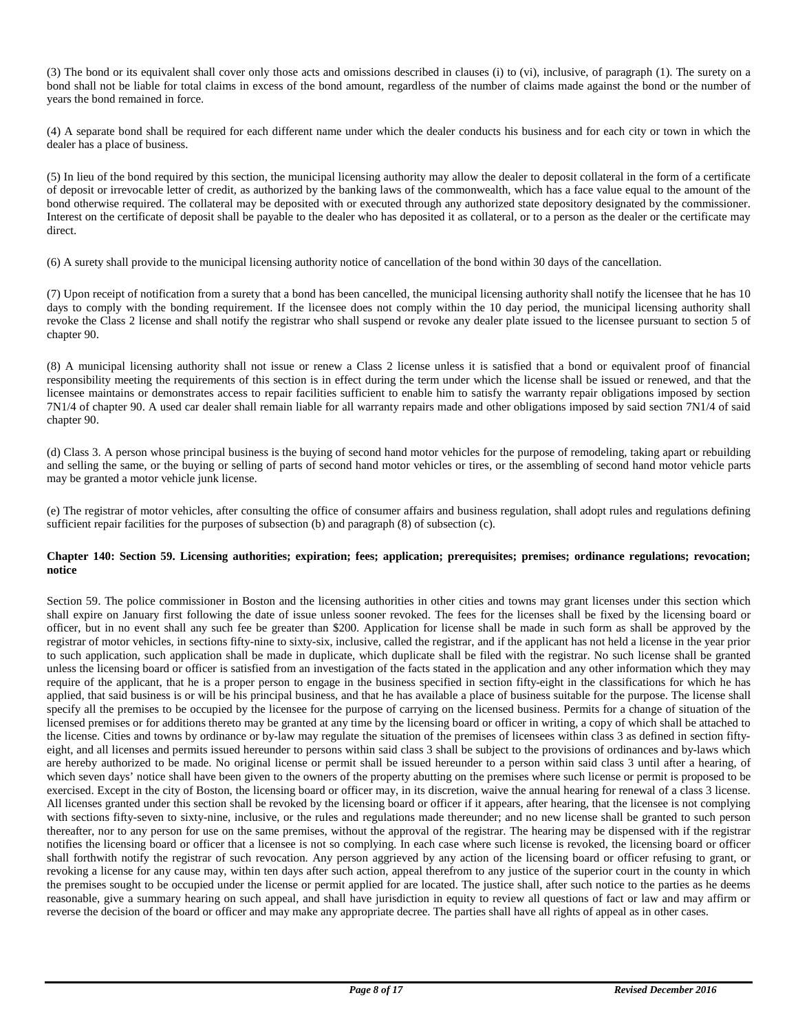(3) The bond or its equivalent shall cover only those acts and omissions described in clauses (i) to (vi), inclusive, of paragraph (1). The surety on a bond shall not be liable for total claims in excess of the bond amount, regardless of the number of claims made against the bond or the number of years the bond remained in force.

(4) A separate bond shall be required for each different name under which the dealer conducts his business and for each city or town in which the dealer has a place of business.

(5) In lieu of the bond required by this section, the municipal licensing authority may allow the dealer to deposit collateral in the form of a certificate of deposit or irrevocable letter of credit, as authorized by the banking laws of the commonwealth, which has a face value equal to the amount of the bond otherwise required. The collateral may be deposited with or executed through any authorized state depository designated by the commissioner. Interest on the certificate of deposit shall be payable to the dealer who has deposited it as collateral, or to a person as the dealer or the certificate may direct.

(6) A surety shall provide to the municipal licensing authority notice of cancellation of the bond within 30 days of the cancellation.

(7) Upon receipt of notification from a surety that a bond has been cancelled, the municipal licensing authority shall notify the licensee that he has 10 days to comply with the bonding requirement. If the licensee does not comply within the 10 day period, the municipal licensing authority shall revoke the Class 2 license and shall notify the registrar who shall suspend or revoke any dealer plate issued to the licensee pursuant to section 5 of chapter 90.

(8) A municipal licensing authority shall not issue or renew a Class 2 license unless it is satisfied that a bond or equivalent proof of financial responsibility meeting the requirements of this section is in effect during the term under which the license shall be issued or renewed, and that the licensee maintains or demonstrates access to repair facilities sufficient to enable him to satisfy the warranty repair obligations imposed by section 7N1/4 of chapter 90. A used car dealer shall remain liable for all warranty repairs made and other obligations imposed by said section 7N1/4 of said chapter 90.

(d) Class 3. A person whose principal business is the buying of second hand motor vehicles for the purpose of remodeling, taking apart or rebuilding and selling the same, or the buying or selling of parts of second hand motor vehicles or tires, or the assembling of second hand motor vehicle parts may be granted a motor vehicle junk license.

(e) The registrar of motor vehicles, after consulting the office of consumer affairs and business regulation, shall adopt rules and regulations defining sufficient repair facilities for the purposes of subsection (b) and paragraph (8) of subsection (c).

**Chapter 140: Section 59. Licensing authorities; expiration; fees; application; prerequisites; premises; ordinance regulations; revocation; notice**

Section 59. The police commissioner in Boston and the licensing authorities in other cities and towns may grant licenses under this section which shall expire on January first following the date of issue unless sooner revoked. The fees for the licenses shall be fixed by the licensing board or officer, but in no event shall any such fee be greater than $200. Application for license shall be made in such form as shall be approved by the registrar of motor vehicles, in sections fifty-nine to sixty-six, inclusive, called the registrar, and if the applicant has not held a license in the year prior to such application, such application shall be made in duplicate, which duplicate shall be filed with the registrar. No such license shall be granted unless the licensing board or officer is satisfied from an investigation of the facts stated in the application and any other information which they may require of the applicant, that he is a proper person to engage in the business specified in section fifty-eight in the classifications for which he has applied, that said business is or will be his principal business, and that he has available a place of business suitable for the purpose. The license shall specify all the premises to be occupied by the licensee for the purpose of carrying on the licensed business. Permits for a change of situation of the licensed premises or for additions thereto may be granted at any time by the licensing board or officer in writing, a copy of which shall be attached to the license. Cities and towns by ordinance or by-law may regulate the situation of the premises of licensees within class 3 as defined in section fifty-eight, and all licenses and permits issued hereunder to persons within said class 3 shall be subject to the provisions of ordinances and by-laws which are hereby authorized to be made. No original license or permit shall be issued hereunder to a person within said class 3 until after a hearing, of which seven days' notice shall have been given to the owners of the property abutting on the premises where such license or permit is proposed to be exercised. Except in the city of Boston, the licensing board or officer may, in its discretion, waive the annual hearing for renewal of a class 3 license. All licenses granted under this section shall be revoked by the licensing board or officer if it appears, after hearing, that the licensee is not complying with sections fifty-seven to sixty-nine, inclusive, or the rules and regulations made thereunder; and no new license shall be granted to such person thereafter, nor to any person for use on the same premises, without the approval of the registrar. The hearing may be dispensed with if the registrar notifies the licensing board or officer that a licensee is not so complying. In each case where such license is revoked, the licensing board or officer shall forthwith notify the registrar of such revocation. Any person aggrieved by any action of the licensing board or officer refusing to grant, or revoking a license for any cause may, within ten days after such action, appeal therefrom to any justice of the superior court in the county in which the premises sought to be occupied under the license or permit applied for are located. The justice shall, after such notice to the parties as he deems reasonable, give a summary hearing on such appeal, and shall have jurisdiction in equity to review all questions of fact or law and may affirm or reverse the decision of the board or officer and may make any appropriate decree. The parties shall have all rights of appeal as in other cases.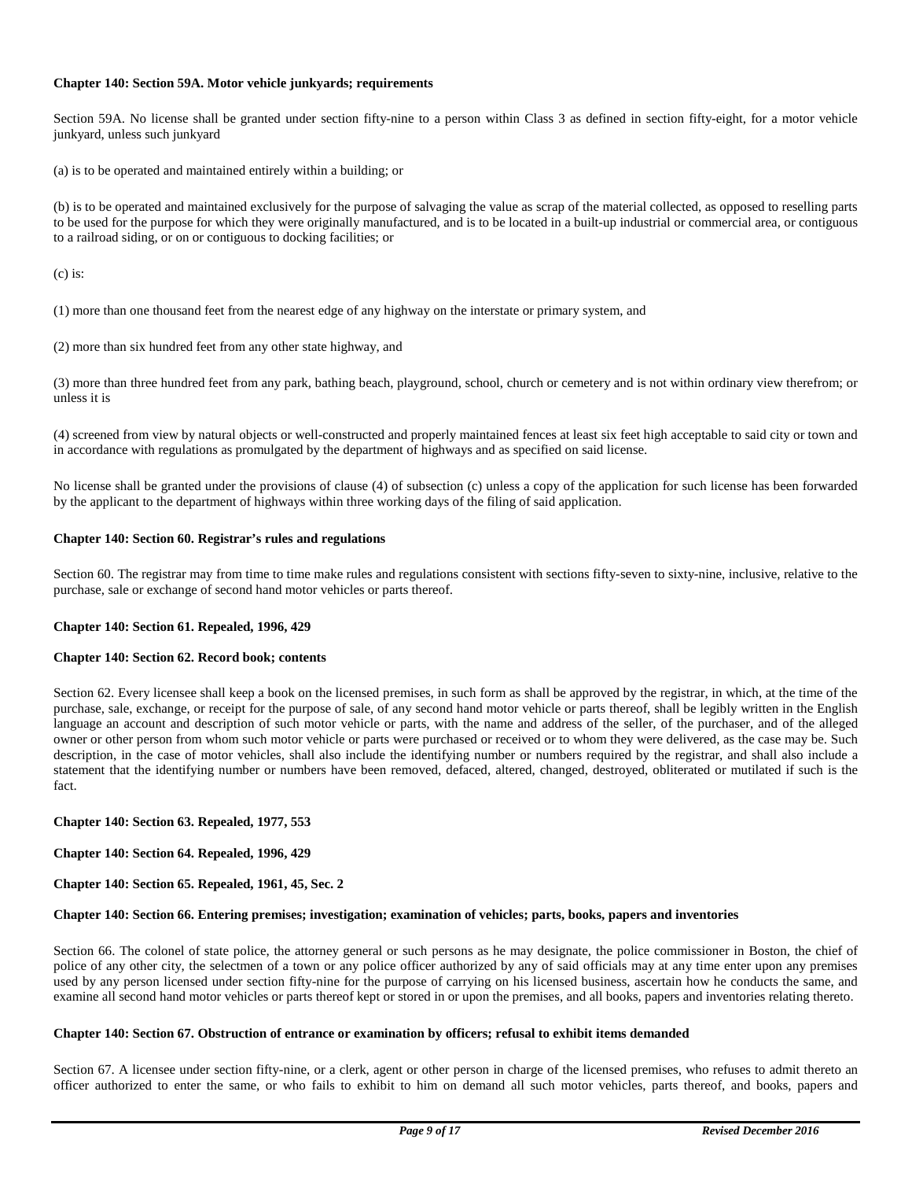**Chapter 140: Section 59A. Motor vehicle junkyards; requirements**

Section 59A. No license shall be granted under section fifty-nine to a person within Class 3 as defined in section fifty-eight, for a motor vehicle junkyard, unless such junkyard

(a) is to be operated and maintained entirely within a building; or

(b) is to be operated and maintained exclusively for the purpose of salvaging the value as scrap of the material collected, as opposed to reselling parts to be used for the purpose for which they were originally manufactured, and is to be located in a built-up industrial or commercial area, or contiguous to a railroad siding, or on or contiguous to docking facilities; or

(c) is:

(1) more than one thousand feet from the nearest edge of any highway on the interstate or primary system, and

(2) more than six hundred feet from any other state highway, and

(3) more than three hundred feet from any park, bathing beach, playground, school, church or cemetery and is not within ordinary view therefrom; or unless it is

(4) screened from view by natural objects or well-constructed and properly maintained fences at least six feet high acceptable to said city or town and in accordance with regulations as promulgated by the department of highways and as specified on said license.

No license shall be granted under the provisions of clause (4) of subsection (c) unless a copy of the application for such license has been forwarded by the applicant to the department of highways within three working days of the filing of said application.

**Chapter 140: Section 60. Registrar's rules and regulations**

Section 60. The registrar may from time to time make rules and regulations consistent with sections fifty-seven to sixty-nine, inclusive, relative to the purchase, sale or exchange of second hand motor vehicles or parts thereof.

**Chapter 140: Section 61. Repealed, 1996, 429**

**Chapter 140: Section 62. Record book; contents**

Section 62. Every licensee shall keep a book on the licensed premises, in such form as shall be approved by the registrar, in which, at the time of the purchase, sale, exchange, or receipt for the purpose of sale, of any second hand motor vehicle or parts thereof, shall be legibly written in the English language an account and description of such motor vehicle or parts, with the name and address of the seller, of the purchaser, and of the alleged owner or other person from whom such motor vehicle or parts were purchased or received or to whom they were delivered, as the case may be. Such description, in the case of motor vehicles, shall also include the identifying number or numbers required by the registrar, and shall also include a statement that the identifying number or numbers have been removed, defaced, altered, changed, destroyed, obliterated or mutilated if such is the fact.

**Chapter 140: Section 63. Repealed, 1977, 553**

**Chapter 140: Section 64. Repealed, 1996, 429**

**Chapter 140: Section 65. Repealed, 1961, 45, Sec. 2**

**Chapter 140: Section 66. Entering premises; investigation; examination of vehicles; parts, books, papers and inventories**

Section 66. The colonel of state police, the attorney general or such persons as he may designate, the police commissioner in Boston, the chief of police of any other city, the selectmen of a town or any police officer authorized by any of said officials may at any time enter upon any premises used by any person licensed under section fifty-nine for the purpose of carrying on his licensed business, ascertain how he conducts the same, and examine all second hand motor vehicles or parts thereof kept or stored in or upon the premises, and all books, papers and inventories relating thereto.

**Chapter 140: Section 67. Obstruction of entrance or examination by officers; refusal to exhibit items demanded**

Section 67. A licensee under section fifty-nine, or a clerk, agent or other person in charge of the licensed premises, who refuses to admit thereto an officer authorized to enter the same, or who fails to exhibit to him on demand all such motor vehicles, parts thereof, and books, papers and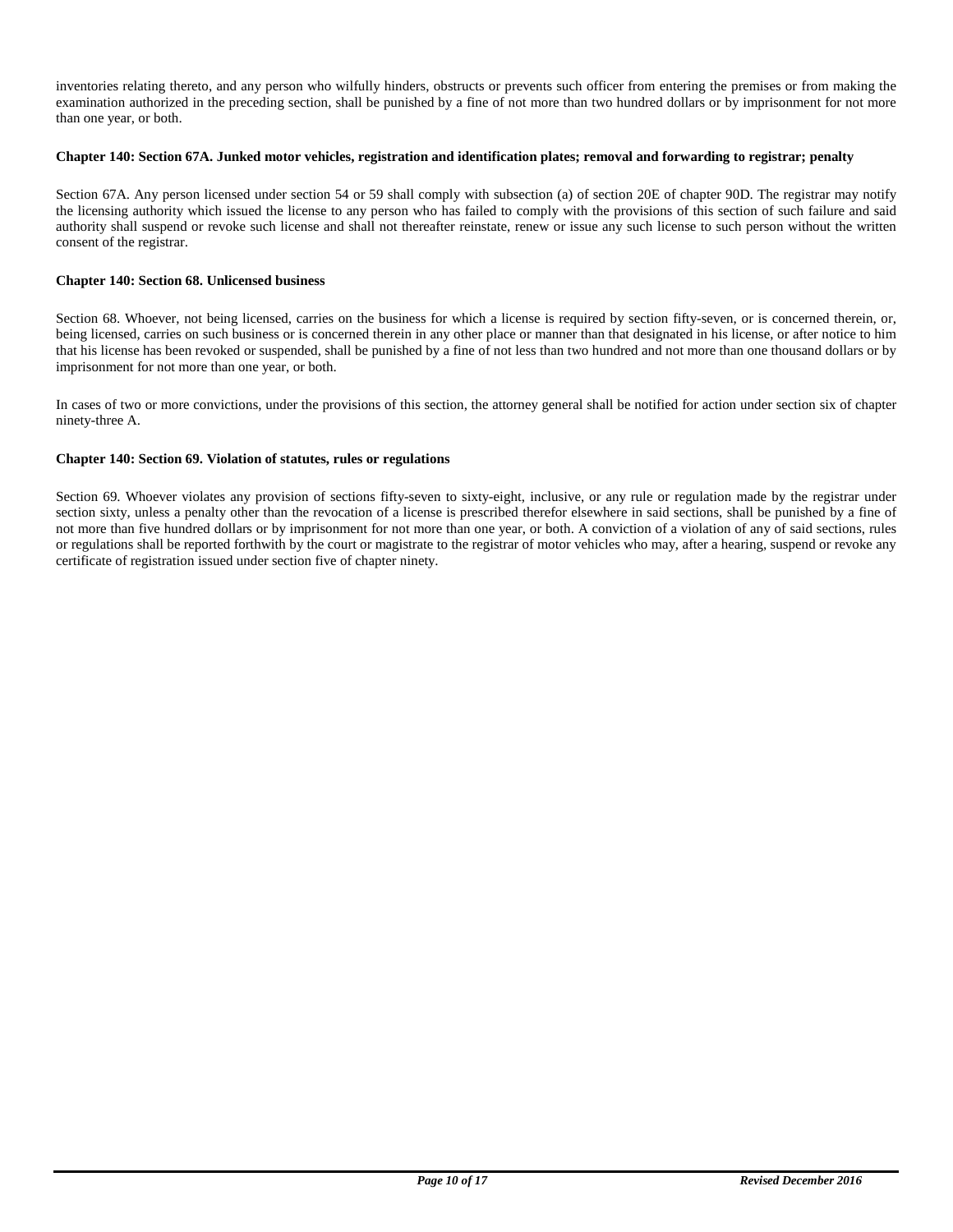inventories relating thereto, and any person who wilfully hinders, obstructs or prevents such officer from entering the premises or from making the examination authorized in the preceding section, shall be punished by a fine of not more than two hundred dollars or by imprisonment for not more than one year, or both.

**Chapter 140: Section 67A. Junked motor vehicles, registration and identification plates; removal and forwarding to registrar; penalty**

Section 67A. Any person licensed under section 54 or 59 shall comply with subsection (a) of section 20E of chapter 90D. The registrar may notify the licensing authority which issued the license to any person who has failed to comply with the provisions of this section of such failure and said authority shall suspend or revoke such license and shall not thereafter reinstate, renew or issue any such license to such person without the written consent of the registrar.

**Chapter 140: Section 68. Unlicensed business**

Section 68. Whoever, not being licensed, carries on the business for which a license is required by section fifty-seven, or is concerned therein, or, being licensed, carries on such business or is concerned therein in any other place or manner than that designated in his license, or after notice to him that his license has been revoked or suspended, shall be punished by a fine of not less than two hundred and not more than one thousand dollars or by imprisonment for not more than one year, or both.

In cases of two or more convictions, under the provisions of this section, the attorney general shall be notified for action under section six of chapter ninety-three A.

**Chapter 140: Section 69. Violation of statutes, rules or regulations**

Section 69. Whoever violates any provision of sections fifty-seven to sixty-eight, inclusive, or any rule or regulation made by the registrar under section sixty, unless a penalty other than the revocation of a license is prescribed therefor elsewhere in said sections, shall be punished by a fine of not more than five hundred dollars or by imprisonment for not more than one year, or both. A conviction of a violation of any of said sections, rules or regulations shall be reported forthwith by the court or magistrate to the registrar of motor vehicles who may, after a hearing, suspend or revoke any certificate of registration issued under section five of chapter ninety.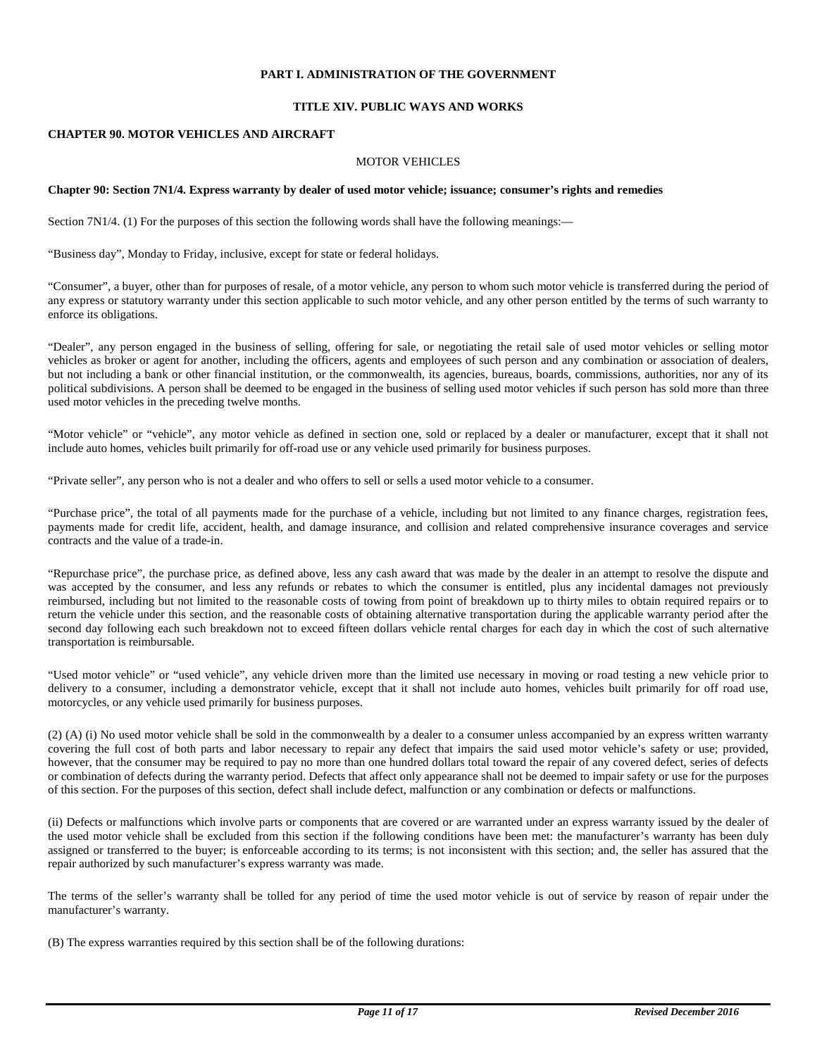**PART I. ADMINISTRATION OF THE GOVERNMENT**

**TITLE XIV. PUBLIC WAYS AND WORKS**

**CHAPTER 90. MOTOR VEHICLES AND AIRCRAFT**

MOTOR VEHICLES

**Chapter 90: Section 7N1/4. Express warranty by dealer of used motor vehicle; issuance; consumer's rights and remedies**

Section 7N1/4. (1) For the purposes of this section the following words shall have the following meanings:—

"Business day", Monday to Friday, inclusive, except for state or federal holidays.

"Consumer", a buyer, other than for purposes of resale, of a motor vehicle, any person to whom such motor vehicle is transferred during the period of any express or statutory warranty under this section applicable to such motor vehicle, and any other person entitled by the terms of such warranty to enforce its obligations.

"Dealer", any person engaged in the business of selling, offering for sale, or negotiating the retail sale of used motor vehicles or selling motor vehicles as broker or agent for another, including the officers, agents and employees of such person and any combination or association of dealers, but not including a bank or other financial institution, or the commonwealth, its agencies, bureaus, boards, commissions, authorities, nor any of its political subdivisions. A person shall be deemed to be engaged in the business of selling used motor vehicles if such person has sold more than three used motor vehicles in the preceding twelve months.

"Motor vehicle" or "vehicle", any motor vehicle as defined in section one, sold or replaced by a dealer or manufacturer, except that it shall not include auto homes, vehicles built primarily for off-road use or any vehicle used primarily for business purposes.

"Private seller", any person who is not a dealer and who offers to sell or sells a used motor vehicle to a consumer.

"Purchase price", the total of all payments made for the purchase of a vehicle, including but not limited to any finance charges, registration fees, payments made for credit life, accident, health, and damage insurance, and collision and related comprehensive insurance coverages and service contracts and the value of a trade-in.

"Repurchase price", the purchase price, as defined above, less any cash award that was made by the dealer in an attempt to resolve the dispute and was accepted by the consumer, and less any refunds or rebates to which the consumer is entitled, plus any incidental damages not previously reimbursed, including but not limited to the reasonable costs of towing from point of breakdown up to thirty miles to obtain required repairs or to return the vehicle under this section, and the reasonable costs of obtaining alternative transportation during the applicable warranty period after the second day following each such breakdown not to exceed fifteen dollars vehicle rental charges for each day in which the cost of such alternative transportation is reimbursable.

"Used motor vehicle" or "used vehicle", any vehicle driven more than the limited use necessary in moving or road testing a new vehicle prior to delivery to a consumer, including a demonstrator vehicle, except that it shall not include auto homes, vehicles built primarily for off road use, motorcycles, or any vehicle used primarily for business purposes.

(2) (A) (i) No used motor vehicle shall be sold in the commonwealth by a dealer to a consumer unless accompanied by an express written warranty covering the full cost of both parts and labor necessary to repair any defect that impairs the said used motor vehicle's safety or use; provided, however, that the consumer may be required to pay no more than one hundred dollars total toward the repair of any covered defect, series of defects or combination of defects during the warranty period. Defects that affect only appearance shall not be deemed to impair safety or use for the purposes of this section. For the purposes of this section, defect shall include defect, malfunction or any combination or defects or malfunctions.

(ii) Defects or malfunctions which involve parts or components that are covered or are warranted under an express warranty issued by the dealer of the used motor vehicle shall be excluded from this section if the following conditions have been met: the manufacturer's warranty has been duly assigned or transferred to the buyer; is enforceable according to its terms; is not inconsistent with this section; and, the seller has assured that the repair authorized by such manufacturer's express warranty was made.

The terms of the seller's warranty shall be tolled for any period of time the used motor vehicle is out of service by reason of repair under the manufacturer's warranty.

(B) The express warranties required by this section shall be of the following durations: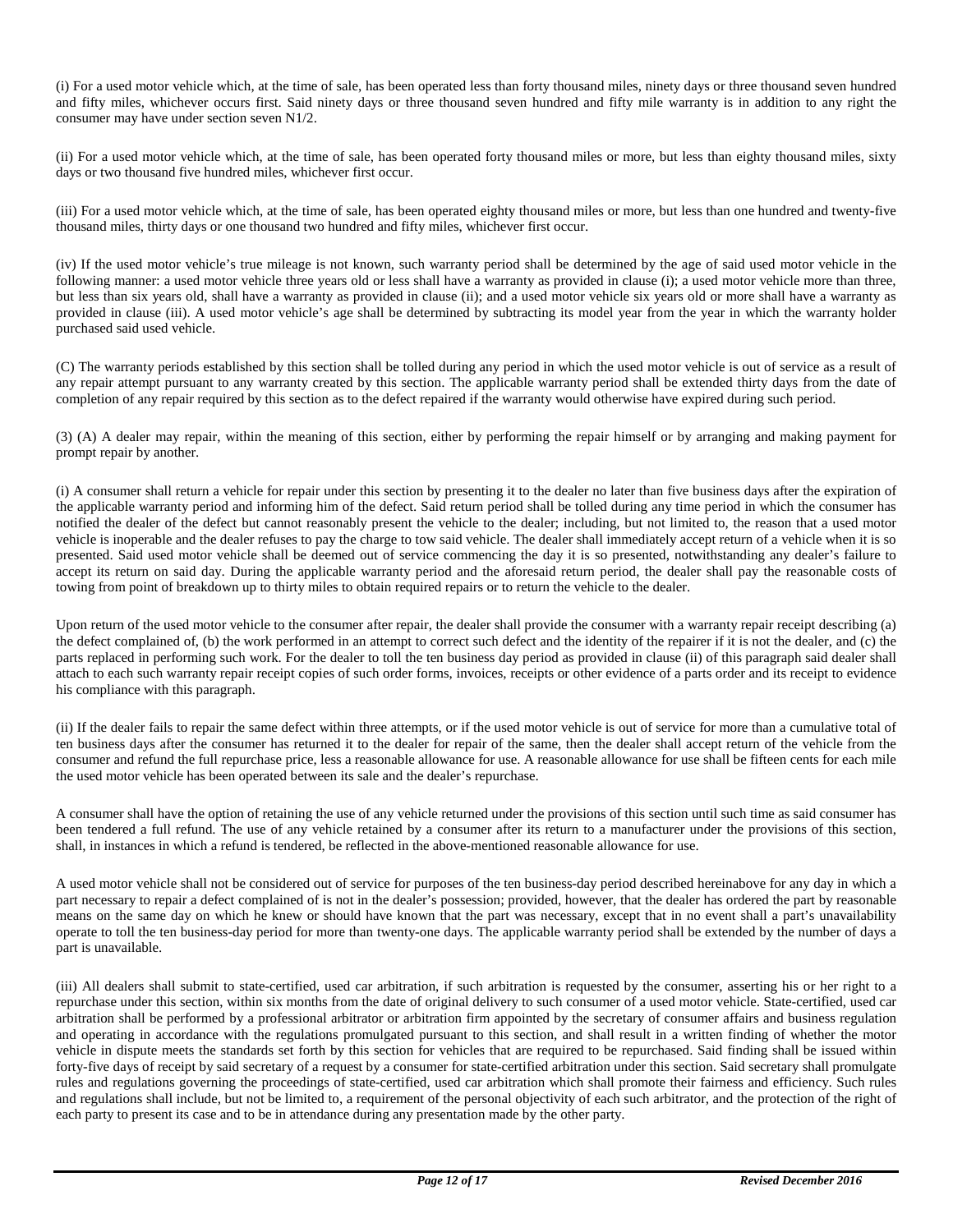(i) For a used motor vehicle which, at the time of sale, has been operated less than forty thousand miles, ninety days or three thousand seven hundred and fifty miles, whichever occurs first. Said ninety days or three thousand seven hundred and fifty mile warranty is in addition to any right the consumer may have under section seven N1/2.

(ii) For a used motor vehicle which, at the time of sale, has been operated forty thousand miles or more, but less than eighty thousand miles, sixty days or two thousand five hundred miles, whichever first occur.

(iii) For a used motor vehicle which, at the time of sale, has been operated eighty thousand miles or more, but less than one hundred and twenty-five thousand miles, thirty days or one thousand two hundred and fifty miles, whichever first occur.

(iv) If the used motor vehicle's true mileage is not known, such warranty period shall be determined by the age of said used motor vehicle in the following manner: a used motor vehicle three years old or less shall have a warranty as provided in clause (i); a used motor vehicle more than three, but less than six years old, shall have a warranty as provided in clause (ii); and a used motor vehicle six years old or more shall have a warranty as provided in clause (iii). A used motor vehicle's age shall be determined by subtracting its model year from the year in which the warranty holder purchased said used vehicle.

(C) The warranty periods established by this section shall be tolled during any period in which the used motor vehicle is out of service as a result of any repair attempt pursuant to any warranty created by this section. The applicable warranty period shall be extended thirty days from the date of completion of any repair required by this section as to the defect repaired if the warranty would otherwise have expired during such period.

(3) (A) A dealer may repair, within the meaning of this section, either by performing the repair himself or by arranging and making payment for prompt repair by another.

(i) A consumer shall return a vehicle for repair under this section by presenting it to the dealer no later than five business days after the expiration of the applicable warranty period and informing him of the defect. Said return period shall be tolled during any time period in which the consumer has notified the dealer of the defect but cannot reasonably present the vehicle to the dealer; including, but not limited to, the reason that a used motor vehicle is inoperable and the dealer refuses to pay the charge to tow said vehicle. The dealer shall immediately accept return of a vehicle when it is so presented. Said used motor vehicle shall be deemed out of service commencing the day it is so presented, notwithstanding any dealer's failure to accept its return on said day. During the applicable warranty period and the aforesaid return period, the dealer shall pay the reasonable costs of towing from point of breakdown up to thirty miles to obtain required repairs or to return the vehicle to the dealer.

Upon return of the used motor vehicle to the consumer after repair, the dealer shall provide the consumer with a warranty repair receipt describing (a) the defect complained of, (b) the work performed in an attempt to correct such defect and the identity of the repairer if it is not the dealer, and (c) the parts replaced in performing such work. For the dealer to toll the ten business day period as provided in clause (ii) of this paragraph said dealer shall attach to each such warranty repair receipt copies of such order forms, invoices, receipts or other evidence of a parts order and its receipt to evidence his compliance with this paragraph.

(ii) If the dealer fails to repair the same defect within three attempts, or if the used motor vehicle is out of service for more than a cumulative total of ten business days after the consumer has returned it to the dealer for repair of the same, then the dealer shall accept return of the vehicle from the consumer and refund the full repurchase price, less a reasonable allowance for use. A reasonable allowance for use shall be fifteen cents for each mile the used motor vehicle has been operated between its sale and the dealer's repurchase.

A consumer shall have the option of retaining the use of any vehicle returned under the provisions of this section until such time as said consumer has been tendered a full refund. The use of any vehicle retained by a consumer after its return to a manufacturer under the provisions of this section, shall, in instances in which a refund is tendered, be reflected in the above-mentioned reasonable allowance for use.

A used motor vehicle shall not be considered out of service for purposes of the ten business-day period described hereinabove for any day in which a part necessary to repair a defect complained of is not in the dealer's possession; provided, however, that the dealer has ordered the part by reasonable means on the same day on which he knew or should have known that the part was necessary, except that in no event shall a part's unavailability operate to toll the ten business-day period for more than twenty-one days. The applicable warranty period shall be extended by the number of days a part is unavailable.

(iii) All dealers shall submit to state-certified, used car arbitration, if such arbitration is requested by the consumer, asserting his or her right to a repurchase under this section, within six months from the date of original delivery to such consumer of a used motor vehicle. State-certified, used car arbitration shall be performed by a professional arbitrator or arbitration firm appointed by the secretary of consumer affairs and business regulation and operating in accordance with the regulations promulgated pursuant to this section, and shall result in a written finding of whether the motor vehicle in dispute meets the standards set forth by this section for vehicles that are required to be repurchased. Said finding shall be issued within forty-five days of receipt by said secretary of a request by a consumer for state-certified arbitration under this section. Said secretary shall promulgate rules and regulations governing the proceedings of state-certified, used car arbitration which shall promote their fairness and efficiency. Such rules and regulations shall include, but not be limited to, a requirement of the personal objectivity of each such arbitrator, and the protection of the right of each party to present its case and to be in attendance during any presentation made by the other party.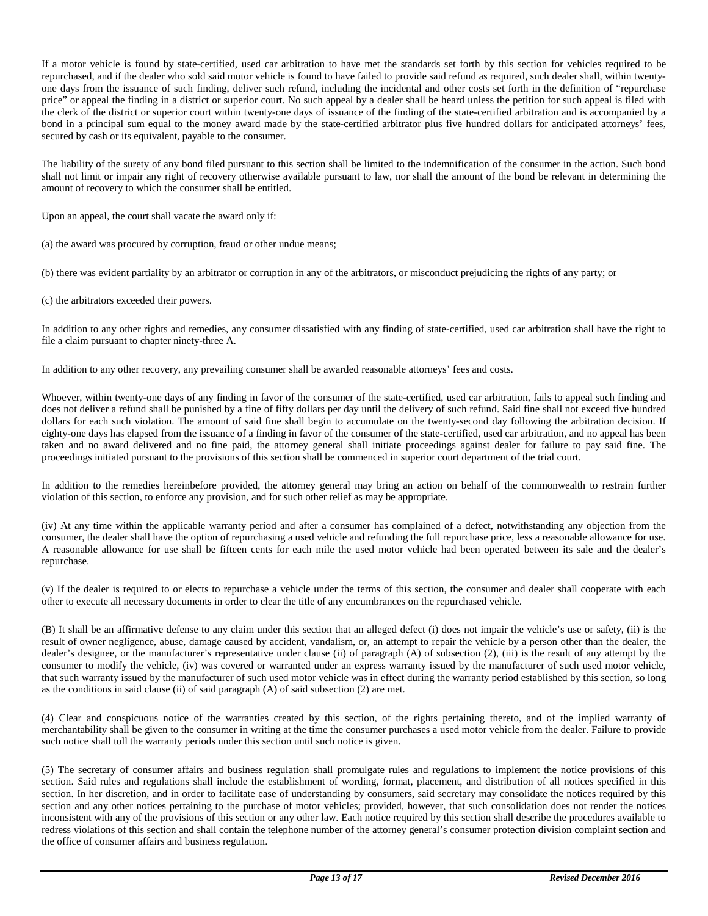If a motor vehicle is found by state-certified, used car arbitration to have met the standards set forth by this section for vehicles required to be repurchased, and if the dealer who sold said motor vehicle is found to have failed to provide said refund as required, such dealer shall, within twenty-one days from the issuance of such finding, deliver such refund, including the incidental and other costs set forth in the definition of "repurchase price" or appeal the finding in a district or superior court. No such appeal by a dealer shall be heard unless the petition for such appeal is filed with the clerk of the district or superior court within twenty-one days of issuance of the finding of the state-certified arbitration and is accompanied by a bond in a principal sum equal to the money award made by the state-certified arbitrator plus five hundred dollars for anticipated attorneys' fees, secured by cash or its equivalent, payable to the consumer.

The liability of the surety of any bond filed pursuant to this section shall be limited to the indemnification of the consumer in the action. Such bond shall not limit or impair any right of recovery otherwise available pursuant to law, nor shall the amount of the bond be relevant in determining the amount of recovery to which the consumer shall be entitled.

Upon an appeal, the court shall vacate the award only if:

(a) the award was procured by corruption, fraud or other undue means;

(b) there was evident partiality by an arbitrator or corruption in any of the arbitrators, or misconduct prejudicing the rights of any party; or

(c) the arbitrators exceeded their powers.

In addition to any other rights and remedies, any consumer dissatisfied with any finding of state-certified, used car arbitration shall have the right to file a claim pursuant to chapter ninety-three A.

In addition to any other recovery, any prevailing consumer shall be awarded reasonable attorneys' fees and costs.

Whoever, within twenty-one days of any finding in favor of the consumer of the state-certified, used car arbitration, fails to appeal such finding and does not deliver a refund shall be punished by a fine of fifty dollars per day until the delivery of such refund. Said fine shall not exceed five hundred dollars for each such violation. The amount of said fine shall begin to accumulate on the twenty-second day following the arbitration decision. If eighty-one days has elapsed from the issuance of a finding in favor of the consumer of the state-certified, used car arbitration, and no appeal has been taken and no award delivered and no fine paid, the attorney general shall initiate proceedings against dealer for failure to pay said fine. The proceedings initiated pursuant to the provisions of this section shall be commenced in superior court department of the trial court.

In addition to the remedies hereinbefore provided, the attorney general may bring an action on behalf of the commonwealth to restrain further violation of this section, to enforce any provision, and for such other relief as may be appropriate.

(iv) At any time within the applicable warranty period and after a consumer has complained of a defect, notwithstanding any objection from the consumer, the dealer shall have the option of repurchasing a used vehicle and refunding the full repurchase price, less a reasonable allowance for use. A reasonable allowance for use shall be fifteen cents for each mile the used motor vehicle had been operated between its sale and the dealer's repurchase.

(v) If the dealer is required to or elects to repurchase a vehicle under the terms of this section, the consumer and dealer shall cooperate with each other to execute all necessary documents in order to clear the title of any encumbrances on the repurchased vehicle.

(B) It shall be an affirmative defense to any claim under this section that an alleged defect (i) does not impair the vehicle's use or safety, (ii) is the result of owner negligence, abuse, damage caused by accident, vandalism, or, an attempt to repair the vehicle by a person other than the dealer, the dealer's designee, or the manufacturer's representative under clause (ii) of paragraph (A) of subsection (2), (iii) is the result of any attempt by the consumer to modify the vehicle, (iv) was covered or warranted under an express warranty issued by the manufacturer of such used motor vehicle, that such warranty issued by the manufacturer of such used motor vehicle was in effect during the warranty period established by this section, so long as the conditions in said clause (ii) of said paragraph (A) of said subsection (2) are met.

(4) Clear and conspicuous notice of the warranties created by this section, of the rights pertaining thereto, and of the implied warranty of merchantability shall be given to the consumer in writing at the time the consumer purchases a used motor vehicle from the dealer. Failure to provide such notice shall toll the warranty periods under this section until such notice is given.

(5) The secretary of consumer affairs and business regulation shall promulgate rules and regulations to implement the notice provisions of this section. Said rules and regulations shall include the establishment of wording, format, placement, and distribution of all notices specified in this section. In her discretion, and in order to facilitate ease of understanding by consumers, said secretary may consolidate the notices required by this section and any other notices pertaining to the purchase of motor vehicles; provided, however, that such consolidation does not render the notices inconsistent with any of the provisions of this section or any other law. Each notice required by this section shall describe the procedures available to redress violations of this section and shall contain the telephone number of the attorney general's consumer protection division complaint section and the office of consumer affairs and business regulation.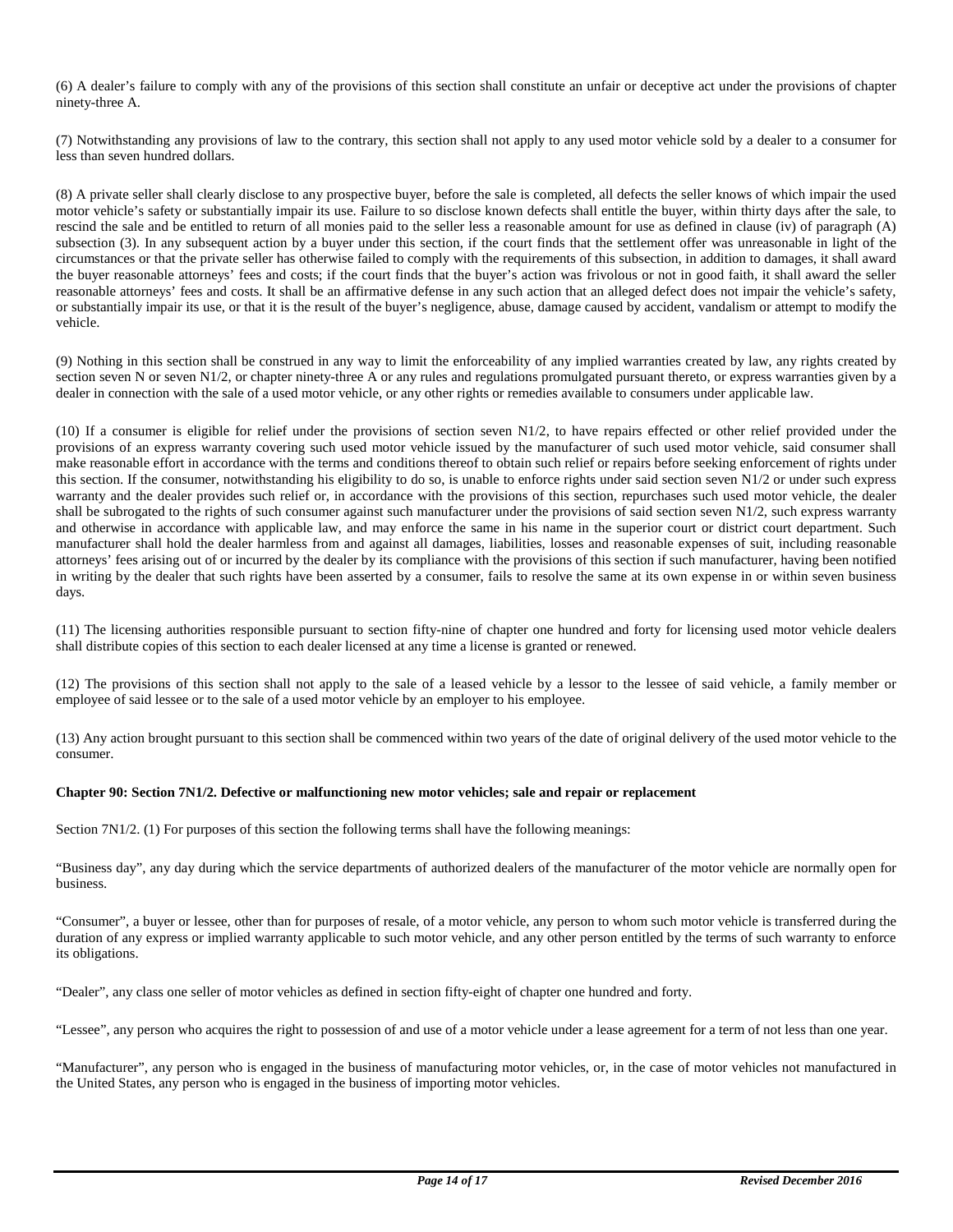(6) A dealer's failure to comply with any of the provisions of this section shall constitute an unfair or deceptive act under the provisions of chapter ninety-three A.

(7) Notwithstanding any provisions of law to the contrary, this section shall not apply to any used motor vehicle sold by a dealer to a consumer for less than seven hundred dollars.

(8) A private seller shall clearly disclose to any prospective buyer, before the sale is completed, all defects the seller knows of which impair the used motor vehicle's safety or substantially impair its use. Failure to so disclose known defects shall entitle the buyer, within thirty days after the sale, to rescind the sale and be entitled to return of all monies paid to the seller less a reasonable amount for use as defined in clause (iv) of paragraph (A) subsection (3). In any subsequent action by a buyer under this section, if the court finds that the settlement offer was unreasonable in light of the circumstances or that the private seller has otherwise failed to comply with the requirements of this subsection, in addition to damages, it shall award the buyer reasonable attorneys' fees and costs; if the court finds that the buyer's action was frivolous or not in good faith, it shall award the seller reasonable attorneys' fees and costs. It shall be an affirmative defense in any such action that an alleged defect does not impair the vehicle's safety, or substantially impair its use, or that it is the result of the buyer's negligence, abuse, damage caused by accident, vandalism or attempt to modify the vehicle.

(9) Nothing in this section shall be construed in any way to limit the enforceability of any implied warranties created by law, any rights created by section seven N or seven N1/2, or chapter ninety-three A or any rules and regulations promulgated pursuant thereto, or express warranties given by a dealer in connection with the sale of a used motor vehicle, or any other rights or remedies available to consumers under applicable law.

(10) If a consumer is eligible for relief under the provisions of section seven N1/2, to have repairs effected or other relief provided under the provisions of an express warranty covering such used motor vehicle issued by the manufacturer of such used motor vehicle, said consumer shall make reasonable effort in accordance with the terms and conditions thereof to obtain such relief or repairs before seeking enforcement of rights under this section. If the consumer, notwithstanding his eligibility to do so, is unable to enforce rights under said section seven N1/2 or under such express warranty and the dealer provides such relief or, in accordance with the provisions of this section, repurchases such used motor vehicle, the dealer shall be subrogated to the rights of such consumer against such manufacturer under the provisions of said section seven N1/2, such express warranty and otherwise in accordance with applicable law, and may enforce the same in his name in the superior court or district court department. Such manufacturer shall hold the dealer harmless from and against all damages, liabilities, losses and reasonable expenses of suit, including reasonable attorneys' fees arising out of or incurred by the dealer by its compliance with the provisions of this section if such manufacturer, having been notified in writing by the dealer that such rights have been asserted by a consumer, fails to resolve the same at its own expense in or within seven business days.

(11) The licensing authorities responsible pursuant to section fifty-nine of chapter one hundred and forty for licensing used motor vehicle dealers shall distribute copies of this section to each dealer licensed at any time a license is granted or renewed.

(12) The provisions of this section shall not apply to the sale of a leased vehicle by a lessor to the lessee of said vehicle, a family member or employee of said lessee or to the sale of a used motor vehicle by an employer to his employee.

(13) Any action brought pursuant to this section shall be commenced within two years of the date of original delivery of the used motor vehicle to the consumer.

**Chapter 90: Section 7N1/2. Defective or malfunctioning new motor vehicles; sale and repair or replacement**

Section 7N1/2. (1) For purposes of this section the following terms shall have the following meanings:

"Business day", any day during which the service departments of authorized dealers of the manufacturer of the motor vehicle are normally open for business.

"Consumer", a buyer or lessee, other than for purposes of resale, of a motor vehicle, any person to whom such motor vehicle is transferred during the duration of any express or implied warranty applicable to such motor vehicle, and any other person entitled by the terms of such warranty to enforce its obligations.

"Dealer", any class one seller of motor vehicles as defined in section fifty-eight of chapter one hundred and forty.

"Lessee", any person who acquires the right to possession of and use of a motor vehicle under a lease agreement for a term of not less than one year.

"Manufacturer", any person who is engaged in the business of manufacturing motor vehicles, or, in the case of motor vehicles not manufactured in the United States, any person who is engaged in the business of importing motor vehicles.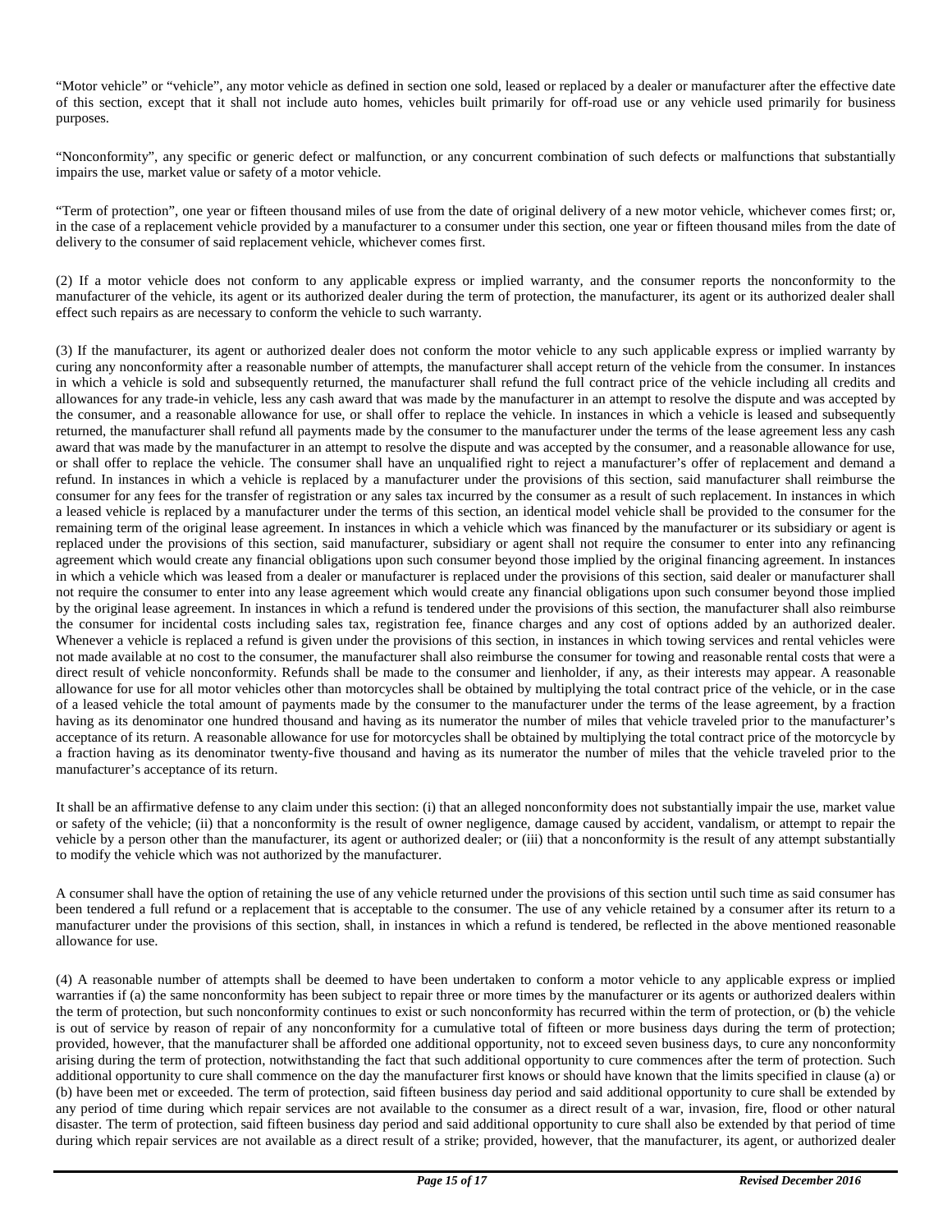"Motor vehicle" or "vehicle", any motor vehicle as defined in section one sold, leased or replaced by a dealer or manufacturer after the effective date of this section, except that it shall not include auto homes, vehicles built primarily for off-road use or any vehicle used primarily for business purposes.

"Nonconformity", any specific or generic defect or malfunction, or any concurrent combination of such defects or malfunctions that substantially impairs the use, market value or safety of a motor vehicle.

"Term of protection", one year or fifteen thousand miles of use from the date of original delivery of a new motor vehicle, whichever comes first; or, in the case of a replacement vehicle provided by a manufacturer to a consumer under this section, one year or fifteen thousand miles from the date of delivery to the consumer of said replacement vehicle, whichever comes first.

(2) If a motor vehicle does not conform to any applicable express or implied warranty, and the consumer reports the nonconformity to the manufacturer of the vehicle, its agent or its authorized dealer during the term of protection, the manufacturer, its agent or its authorized dealer shall effect such repairs as are necessary to conform the vehicle to such warranty.

(3) If the manufacturer, its agent or authorized dealer does not conform the motor vehicle to any such applicable express or implied warranty by curing any nonconformity after a reasonable number of attempts, the manufacturer shall accept return of the vehicle from the consumer. In instances in which a vehicle is sold and subsequently returned, the manufacturer shall refund the full contract price of the vehicle including all credits and allowances for any trade-in vehicle, less any cash award that was made by the manufacturer in an attempt to resolve the dispute and was accepted by the consumer, and a reasonable allowance for use, or shall offer to replace the vehicle. In instances in which a vehicle is leased and subsequently returned, the manufacturer shall refund all payments made by the consumer to the manufacturer under the terms of the lease agreement less any cash award that was made by the manufacturer in an attempt to resolve the dispute and was accepted by the consumer, and a reasonable allowance for use, or shall offer to replace the vehicle. The consumer shall have an unqualified right to reject a manufacturer's offer of replacement and demand a refund. In instances in which a vehicle is replaced by a manufacturer under the provisions of this section, said manufacturer shall reimburse the consumer for any fees for the transfer of registration or any sales tax incurred by the consumer as a result of such replacement. In instances in which a leased vehicle is replaced by a manufacturer under the terms of this section, an identical model vehicle shall be provided to the consumer for the remaining term of the original lease agreement. In instances in which a vehicle which was financed by the manufacturer or its subsidiary or agent is replaced under the provisions of this section, said manufacturer, subsidiary or agent shall not require the consumer to enter into any refinancing agreement which would create any financial obligations upon such consumer beyond those implied by the original financing agreement. In instances in which a vehicle which was leased from a dealer or manufacturer is replaced under the provisions of this section, said dealer or manufacturer shall not require the consumer to enter into any lease agreement which would create any financial obligations upon such consumer beyond those implied by the original lease agreement. In instances in which a refund is tendered under the provisions of this section, the manufacturer shall also reimburse the consumer for incidental costs including sales tax, registration fee, finance charges and any cost of options added by an authorized dealer. Whenever a vehicle is replaced a refund is given under the provisions of this section, in instances in which towing services and rental vehicles were not made available at no cost to the consumer, the manufacturer shall also reimburse the consumer for towing and reasonable rental costs that were a direct result of vehicle nonconformity. Refunds shall be made to the consumer and lienholder, if any, as their interests may appear. A reasonable allowance for use for all motor vehicles other than motorcycles shall be obtained by multiplying the total contract price of the vehicle, or in the case of a leased vehicle the total amount of payments made by the consumer to the manufacturer under the terms of the lease agreement, by a fraction having as its denominator one hundred thousand and having as its numerator the number of miles that vehicle traveled prior to the manufacturer's acceptance of its return. A reasonable allowance for use for motorcycles shall be obtained by multiplying the total contract price of the motorcycle by a fraction having as its denominator twenty-five thousand and having as its numerator the number of miles that the vehicle traveled prior to the manufacturer's acceptance of its return.

It shall be an affirmative defense to any claim under this section: (i) that an alleged nonconformity does not substantially impair the use, market value or safety of the vehicle; (ii) that a nonconformity is the result of owner negligence, damage caused by accident, vandalism, or attempt to repair the vehicle by a person other than the manufacturer, its agent or authorized dealer; or (iii) that a nonconformity is the result of any attempt substantially to modify the vehicle which was not authorized by the manufacturer.

A consumer shall have the option of retaining the use of any vehicle returned under the provisions of this section until such time as said consumer has been tendered a full refund or a replacement that is acceptable to the consumer. The use of any vehicle retained by a consumer after its return to a manufacturer under the provisions of this section, shall, in instances in which a refund is tendered, be reflected in the above mentioned reasonable allowance for use.

(4) A reasonable number of attempts shall be deemed to have been undertaken to conform a motor vehicle to any applicable express or implied warranties if (a) the same nonconformity has been subject to repair three or more times by the manufacturer or its agents or authorized dealers within the term of protection, but such nonconformity continues to exist or such nonconformity has recurred within the term of protection, or (b) the vehicle is out of service by reason of repair of any nonconformity for a cumulative total of fifteen or more business days during the term of protection; provided, however, that the manufacturer shall be afforded one additional opportunity, not to exceed seven business days, to cure any nonconformity arising during the term of protection, notwithstanding the fact that such additional opportunity to cure commences after the term of protection. Such additional opportunity to cure shall commence on the day the manufacturer first knows or should have known that the limits specified in clause (a) or (b) have been met or exceeded. The term of protection, said fifteen business day period and said additional opportunity to cure shall be extended by any period of time during which repair services are not available to the consumer as a direct result of a war, invasion, fire, flood or other natural disaster. The term of protection, said fifteen business day period and said additional opportunity to cure shall also be extended by that period of time during which repair services are not available as a direct result of a strike; provided, however, that the manufacturer, its agent, or authorized dealer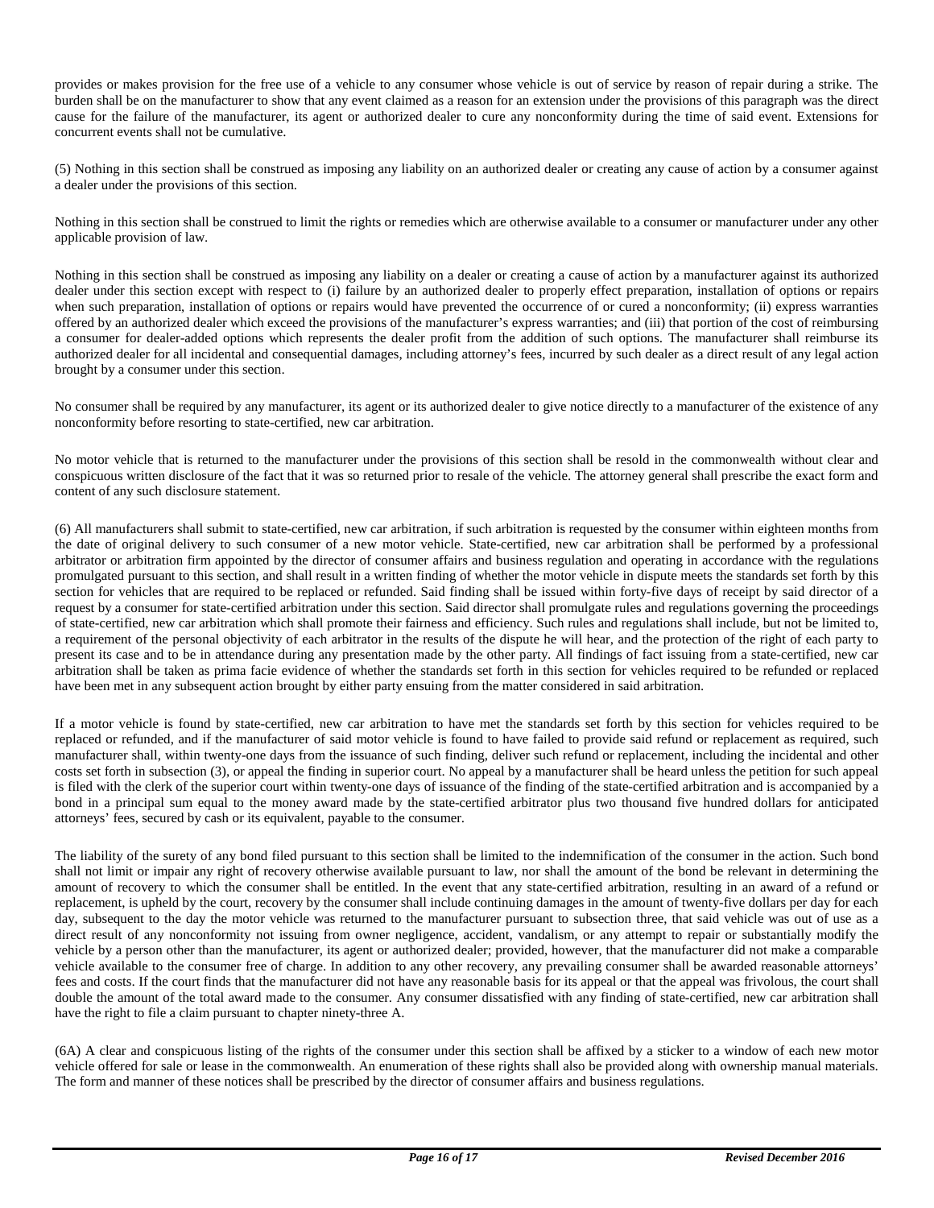provides or makes provision for the free use of a vehicle to any consumer whose vehicle is out of service by reason of repair during a strike. The burden shall be on the manufacturer to show that any event claimed as a reason for an extension under the provisions of this paragraph was the direct cause for the failure of the manufacturer, its agent or authorized dealer to cure any nonconformity during the time of said event. Extensions for concurrent events shall not be cumulative.

(5) Nothing in this section shall be construed as imposing any liability on an authorized dealer or creating any cause of action by a consumer against a dealer under the provisions of this section.

Nothing in this section shall be construed to limit the rights or remedies which are otherwise available to a consumer or manufacturer under any other applicable provision of law.

Nothing in this section shall be construed as imposing any liability on a dealer or creating a cause of action by a manufacturer against its authorized dealer under this section except with respect to (i) failure by an authorized dealer to properly effect preparation, installation of options or repairs when such preparation, installation of options or repairs would have prevented the occurrence of or cured a nonconformity; (ii) express warranties offered by an authorized dealer which exceed the provisions of the manufacturer's express warranties; and (iii) that portion of the cost of reimbursing a consumer for dealer-added options which represents the dealer profit from the addition of such options. The manufacturer shall reimburse its authorized dealer for all incidental and consequential damages, including attorney's fees, incurred by such dealer as a direct result of any legal action brought by a consumer under this section.

No consumer shall be required by any manufacturer, its agent or its authorized dealer to give notice directly to a manufacturer of the existence of any nonconformity before resorting to state-certified, new car arbitration.

No motor vehicle that is returned to the manufacturer under the provisions of this section shall be resold in the commonwealth without clear and conspicuous written disclosure of the fact that it was so returned prior to resale of the vehicle. The attorney general shall prescribe the exact form and content of any such disclosure statement.

(6) All manufacturers shall submit to state-certified, new car arbitration, if such arbitration is requested by the consumer within eighteen months from the date of original delivery to such consumer of a new motor vehicle. State-certified, new car arbitration shall be performed by a professional arbitrator or arbitration firm appointed by the director of consumer affairs and business regulation and operating in accordance with the regulations promulgated pursuant to this section, and shall result in a written finding of whether the motor vehicle in dispute meets the standards set forth by this section for vehicles that are required to be replaced or refunded. Said finding shall be issued within forty-five days of receipt by said director of a request by a consumer for state-certified arbitration under this section. Said director shall promulgate rules and regulations governing the proceedings of state-certified, new car arbitration which shall promote their fairness and efficiency. Such rules and regulations shall include, but not be limited to, a requirement of the personal objectivity of each arbitrator in the results of the dispute he will hear, and the protection of the right of each party to present its case and to be in attendance during any presentation made by the other party. All findings of fact issuing from a state-certified, new car arbitration shall be taken as prima facie evidence of whether the standards set forth in this section for vehicles required to be refunded or replaced have been met in any subsequent action brought by either party ensuing from the matter considered in said arbitration.

If a motor vehicle is found by state-certified, new car arbitration to have met the standards set forth by this section for vehicles required to be replaced or refunded, and if the manufacturer of said motor vehicle is found to have failed to provide said refund or replacement as required, such manufacturer shall, within twenty-one days from the issuance of such finding, deliver such refund or replacement, including the incidental and other costs set forth in subsection (3), or appeal the finding in superior court. No appeal by a manufacturer shall be heard unless the petition for such appeal is filed with the clerk of the superior court within twenty-one days of issuance of the finding of the state-certified arbitration and is accompanied by a bond in a principal sum equal to the money award made by the state-certified arbitrator plus two thousand five hundred dollars for anticipated attorneys' fees, secured by cash or its equivalent, payable to the consumer.

The liability of the surety of any bond filed pursuant to this section shall be limited to the indemnification of the consumer in the action. Such bond shall not limit or impair any right of recovery otherwise available pursuant to law, nor shall the amount of the bond be relevant in determining the amount of recovery to which the consumer shall be entitled. In the event that any state-certified arbitration, resulting in an award of a refund or replacement, is upheld by the court, recovery by the consumer shall include continuing damages in the amount of twenty-five dollars per day for each day, subsequent to the day the motor vehicle was returned to the manufacturer pursuant to subsection three, that said vehicle was out of use as a direct result of any nonconformity not issuing from owner negligence, accident, vandalism, or any attempt to repair or substantially modify the vehicle by a person other than the manufacturer, its agent or authorized dealer; provided, however, that the manufacturer did not make a comparable vehicle available to the consumer free of charge. In addition to any other recovery, any prevailing consumer shall be awarded reasonable attorneys' fees and costs. If the court finds that the manufacturer did not have any reasonable basis for its appeal or that the appeal was frivolous, the court shall double the amount of the total award made to the consumer. Any consumer dissatisfied with any finding of state-certified, new car arbitration shall have the right to file a claim pursuant to chapter ninety-three A.

(6A) A clear and conspicuous listing of the rights of the consumer under this section shall be affixed by a sticker to a window of each new motor vehicle offered for sale or lease in the commonwealth. An enumeration of these rights shall also be provided along with ownership manual materials. The form and manner of these notices shall be prescribed by the director of consumer affairs and business regulations.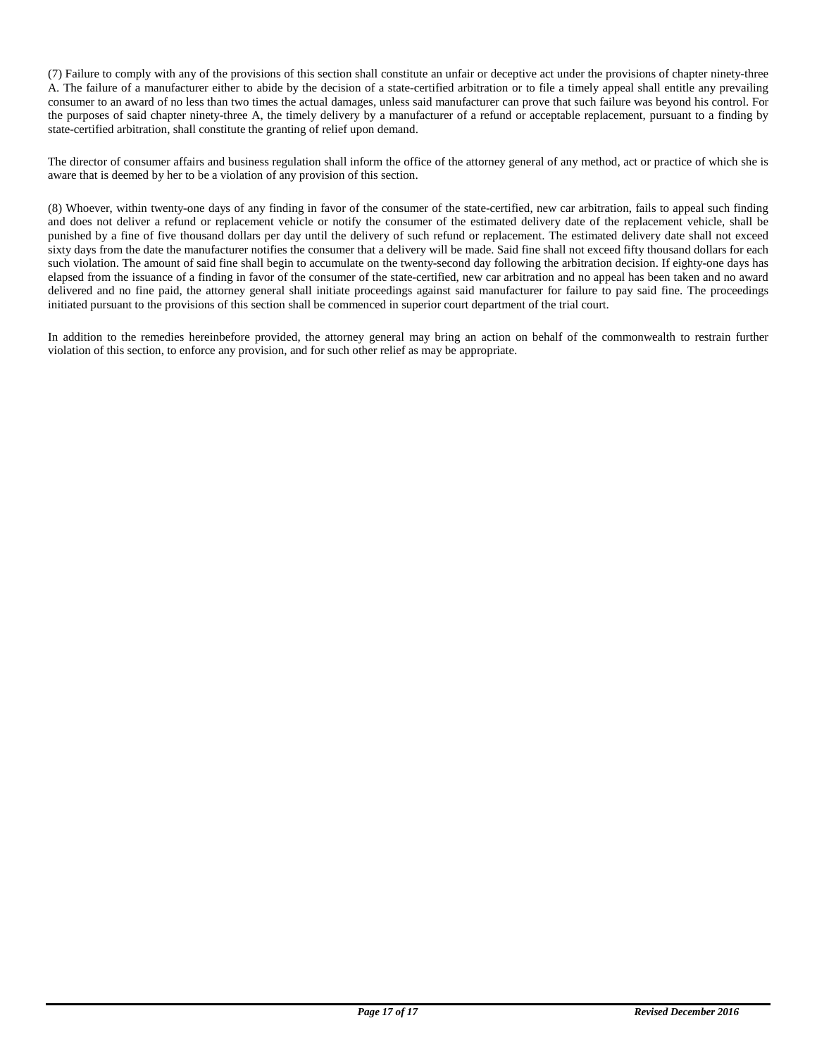(7) Failure to comply with any of the provisions of this section shall constitute an unfair or deceptive act under the provisions of chapter ninety-three A. The failure of a manufacturer either to abide by the decision of a state-certified arbitration or to file a timely appeal shall entitle any prevailing consumer to an award of no less than two times the actual damages, unless said manufacturer can prove that such failure was beyond his control. For the purposes of said chapter ninety-three A, the timely delivery by a manufacturer of a refund or acceptable replacement, pursuant to a finding by state-certified arbitration, shall constitute the granting of relief upon demand.

The director of consumer affairs and business regulation shall inform the office of the attorney general of any method, act or practice of which she is aware that is deemed by her to be a violation of any provision of this section.

(8) Whoever, within twenty-one days of any finding in favor of the consumer of the state-certified, new car arbitration, fails to appeal such finding and does not deliver a refund or replacement vehicle or notify the consumer of the estimated delivery date of the replacement vehicle, shall be punished by a fine of five thousand dollars per day until the delivery of such refund or replacement. The estimated delivery date shall not exceed sixty days from the date the manufacturer notifies the consumer that a delivery will be made. Said fine shall not exceed fifty thousand dollars for each such violation. The amount of said fine shall begin to accumulate on the twenty-second day following the arbitration decision. If eighty-one days has elapsed from the issuance of a finding in favor of the consumer of the state-certified, new car arbitration and no appeal has been taken and no award delivered and no fine paid, the attorney general shall initiate proceedings against said manufacturer for failure to pay said fine. The proceedings initiated pursuant to the provisions of this section shall be commenced in superior court department of the trial court.

In addition to the remedies hereinbefore provided, the attorney general may bring an action on behalf of the commonwealth to restrain further violation of this section, to enforce any provision, and for such other relief as may be appropriate.